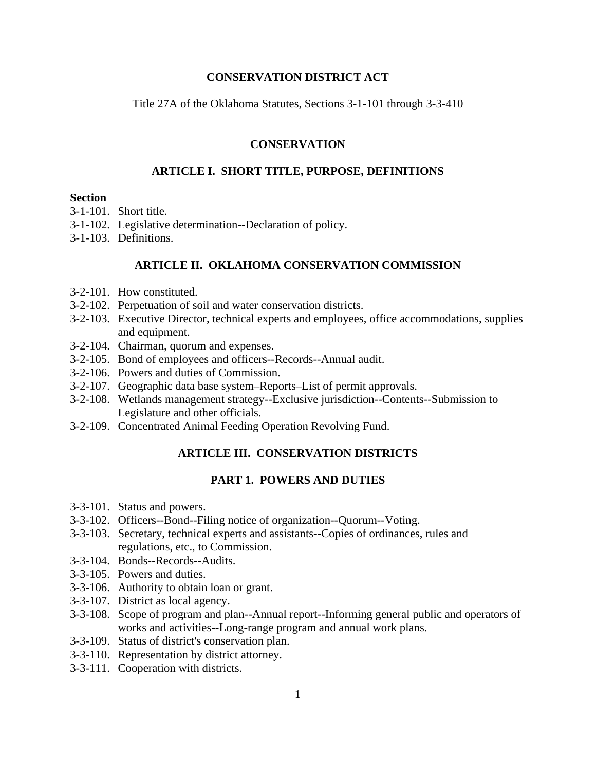# CONSERVATION DISTRICT ACT

Title 27A of the Oklahoma Statutes, Sections 3-1-101 through 3-3-410

## CONSERVATION

### ARTICLE I. SHORT TITLE, PURPOSE, DEFINITIONS

**Section**

3-1-101. Short title.
3-1-102. Legislative determination--Declaration of policy.
3-1-103. Definitions.

### ARTICLE II. OKLAHOMA CONSERVATION COMMISSION

3-2-101. How constituted.
3-2-102. Perpetuation of soil and water conservation districts.
3-2-103. Executive Director, technical experts and employees, office accommodations, supplies and equipment.
3-2-104. Chairman, quorum and expenses.
3-2-105. Bond of employees and officers--Records--Annual audit.
3-2-106. Powers and duties of Commission.
3-2-107. Geographic data base system–Reports–List of permit approvals.
3-2-108. Wetlands management strategy--Exclusive jurisdiction--Contents--Submission to Legislature and other officials.
3-2-109. Concentrated Animal Feeding Operation Revolving Fund.

### ARTICLE III. CONSERVATION DISTRICTS

#### PART 1. POWERS AND DUTIES

3-3-101. Status and powers.
3-3-102. Officers--Bond--Filing notice of organization--Quorum--Voting.
3-3-103. Secretary, technical experts and assistants--Copies of ordinances, rules and regulations, etc., to Commission.
3-3-104. Bonds--Records--Audits.
3-3-105. Powers and duties.
3-3-106. Authority to obtain loan or grant.
3-3-107. District as local agency.
3-3-108. Scope of program and plan--Annual report--Informing general public and operators of works and activities--Long-range program and annual work plans.
3-3-109. Status of district's conservation plan.
3-3-110. Representation by district attorney.
3-3-111. Cooperation with districts.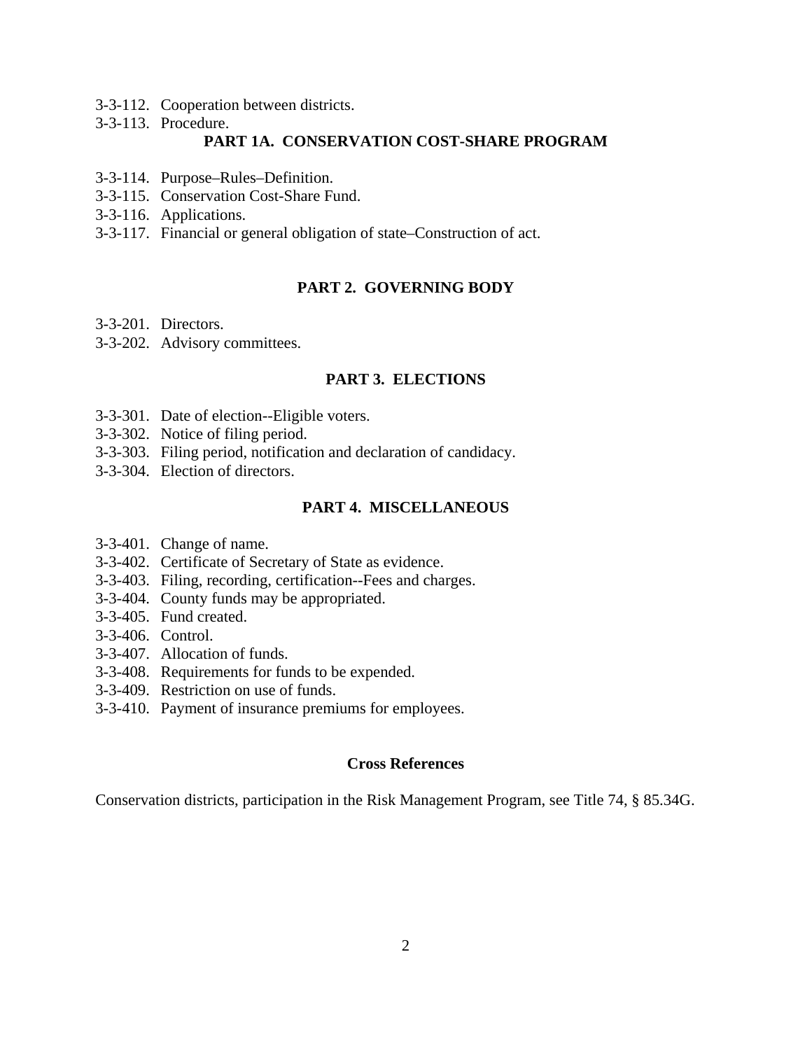3-3-112. Cooperation between districts.
3-3-113. Procedure.

## PART 1A. CONSERVATION COST-SHARE PROGRAM

3-3-114. Purpose–Rules–Definition.
3-3-115. Conservation Cost-Share Fund.
3-3-116. Applications.
3-3-117. Financial or general obligation of state–Construction of act.

## PART 2. GOVERNING BODY

3-3-201. Directors.
3-3-202. Advisory committees.

## PART 3. ELECTIONS

3-3-301. Date of election--Eligible voters.
3-3-302. Notice of filing period.
3-3-303. Filing period, notification and declaration of candidacy.
3-3-304. Election of directors.

## PART 4. MISCELLANEOUS

3-3-401. Change of name.
3-3-402. Certificate of Secretary of State as evidence.
3-3-403. Filing, recording, certification--Fees and charges.
3-3-404. County funds may be appropriated.
3-3-405. Fund created.
3-3-406. Control.
3-3-407. Allocation of funds.
3-3-408. Requirements for funds to be expended.
3-3-409. Restriction on use of funds.
3-3-410. Payment of insurance premiums for employees.

### Cross References

Conservation districts, participation in the Risk Management Program, see Title 74, § 85.34G.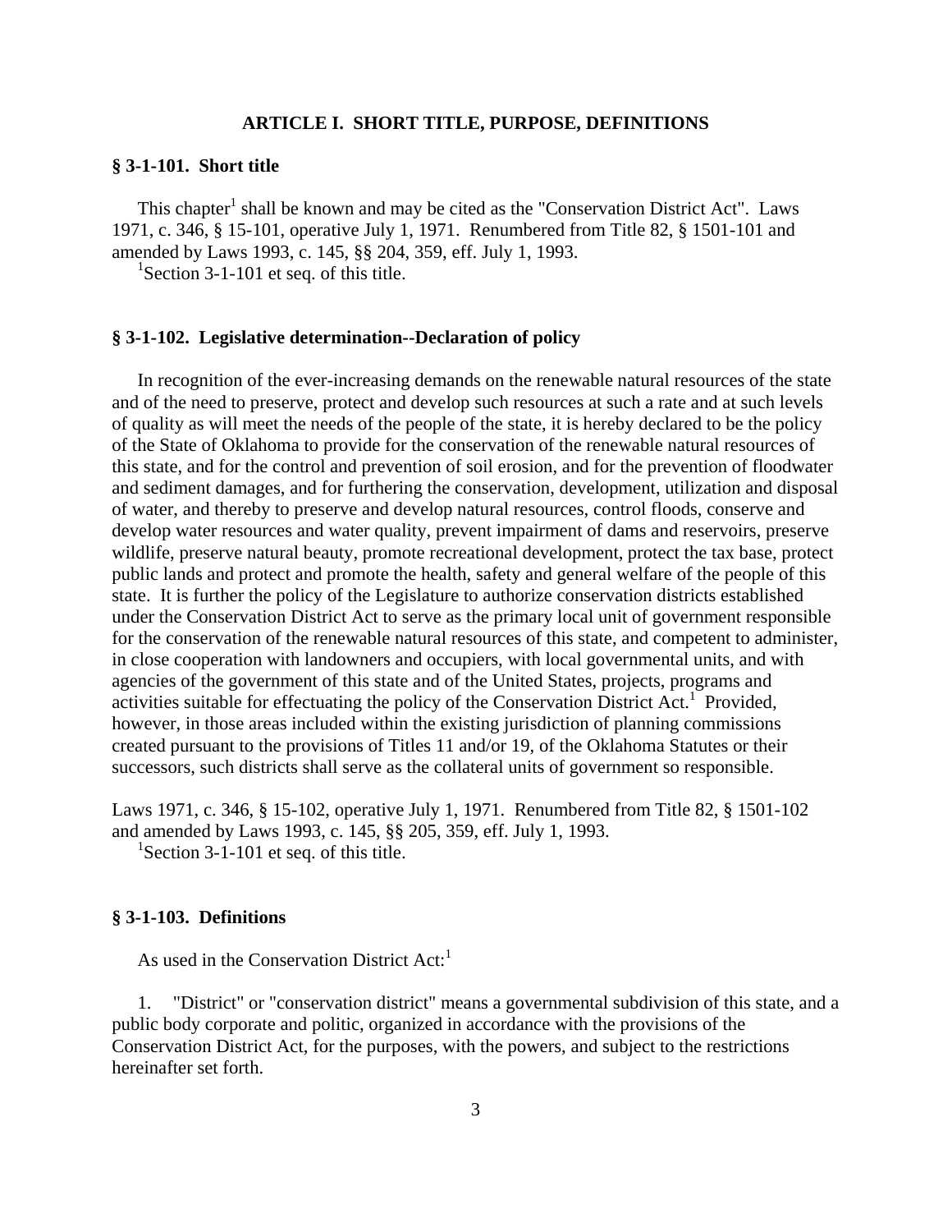## ARTICLE I. SHORT TITLE, PURPOSE, DEFINITIONS

### § 3-1-101. Short title

This chapter[1] shall be known and may be cited as the "Conservation District Act". Laws 1971, c. 346, § 15-101, operative July 1, 1971. Renumbered from Title 82, § 1501-101 and amended by Laws 1993, c. 145, §§ 204, 359, eff. July 1, 1993.

[1]Section 3-1-101 et seq. of this title.

### § 3-1-102. Legislative determination--Declaration of policy

In recognition of the ever-increasing demands on the renewable natural resources of the state and of the need to preserve, protect and develop such resources at such a rate and at such levels of quality as will meet the needs of the people of the state, it is hereby declared to be the policy of the State of Oklahoma to provide for the conservation of the renewable natural resources of this state, and for the control and prevention of soil erosion, and for the prevention of floodwater and sediment damages, and for furthering the conservation, development, utilization and disposal of water, and thereby to preserve and develop natural resources, control floods, conserve and develop water resources and water quality, prevent impairment of dams and reservoirs, preserve wildlife, preserve natural beauty, promote recreational development, protect the tax base, protect public lands and protect and promote the health, safety and general welfare of the people of this state. It is further the policy of the Legislature to authorize conservation districts established under the Conservation District Act to serve as the primary local unit of government responsible for the conservation of the renewable natural resources of this state, and competent to administer, in close cooperation with landowners and occupiers, with local governmental units, and with agencies of the government of this state and of the United States, projects, programs and activities suitable for effectuating the policy of the Conservation District Act.[1] Provided, however, in those areas included within the existing jurisdiction of planning commissions created pursuant to the provisions of Titles 11 and/or 19, of the Oklahoma Statutes or their successors, such districts shall serve as the collateral units of government so responsible.

Laws 1971, c. 346, § 15-102, operative July 1, 1971. Renumbered from Title 82, § 1501-102 and amended by Laws 1993, c. 145, §§ 205, 359, eff. July 1, 1993.

[1]Section 3-1-101 et seq. of this title.

### § 3-1-103. Definitions

As used in the Conservation District Act:[1]

1. "District" or "conservation district" means a governmental subdivision of this state, and a public body corporate and politic, organized in accordance with the provisions of the Conservation District Act, for the purposes, with the powers, and subject to the restrictions hereinafter set forth.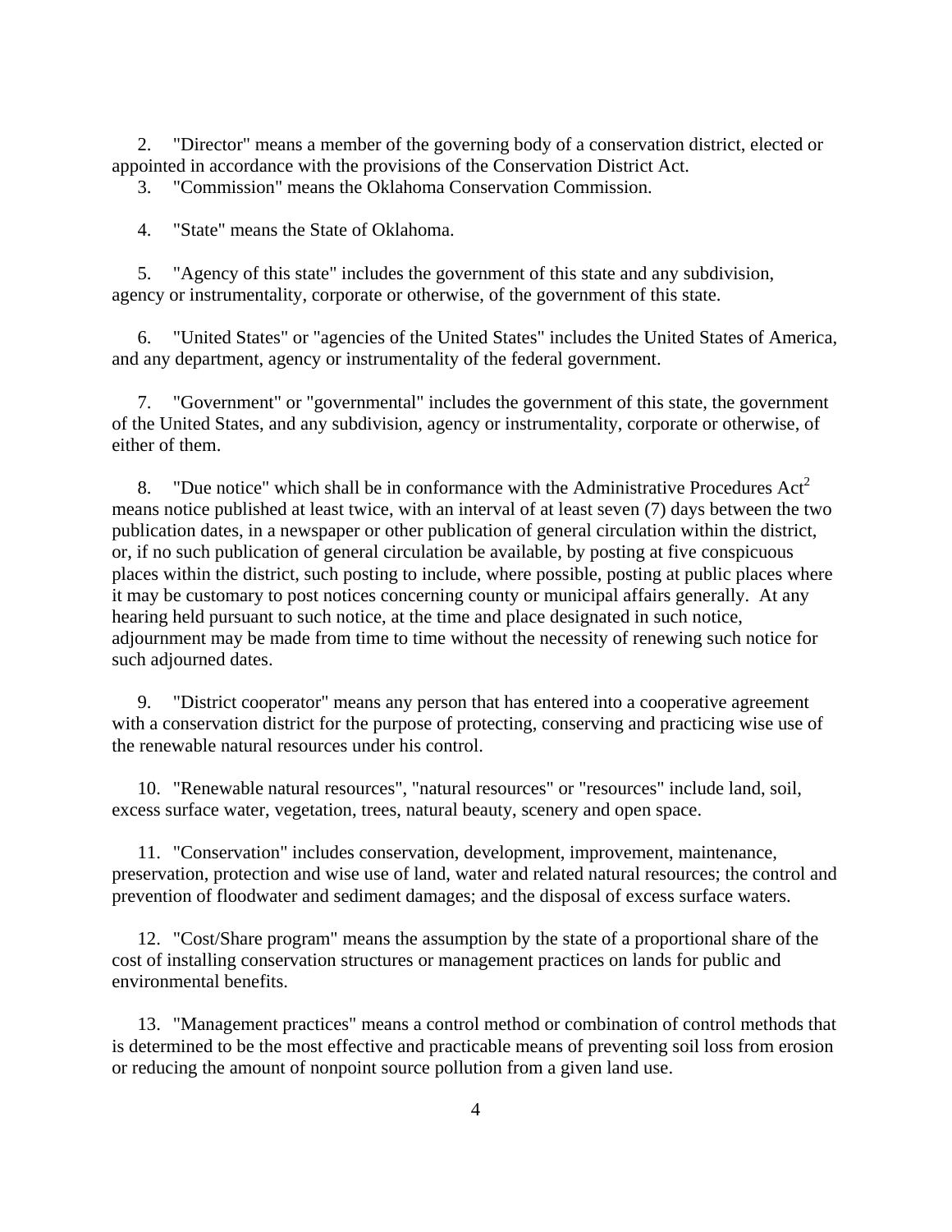2. "Director" means a member of the governing body of a conservation district, elected or appointed in accordance with the provisions of the Conservation District Act.

3. "Commission" means the Oklahoma Conservation Commission.

4. "State" means the State of Oklahoma.

5. "Agency of this state" includes the government of this state and any subdivision, agency or instrumentality, corporate or otherwise, of the government of this state.

6. "United States" or "agencies of the United States" includes the United States of America, and any department, agency or instrumentality of the federal government.

7. "Government" or "governmental" includes the government of this state, the government of the United States, and any subdivision, agency or instrumentality, corporate or otherwise, of either of them.

8. "Due notice" which shall be in conformance with the Administrative Procedures Act[2] means notice published at least twice, with an interval of at least seven (7) days between the two publication dates, in a newspaper or other publication of general circulation within the district, or, if no such publication of general circulation be available, by posting at five conspicuous places within the district, such posting to include, where possible, posting at public places where it may be customary to post notices concerning county or municipal affairs generally. At any hearing held pursuant to such notice, at the time and place designated in such notice, adjournment may be made from time to time without the necessity of renewing such notice for such adjourned dates.

9. "District cooperator" means any person that has entered into a cooperative agreement with a conservation district for the purpose of protecting, conserving and practicing wise use of the renewable natural resources under his control.

10. "Renewable natural resources", "natural resources" or "resources" include land, soil, excess surface water, vegetation, trees, natural beauty, scenery and open space.

11. "Conservation" includes conservation, development, improvement, maintenance, preservation, protection and wise use of land, water and related natural resources; the control and prevention of floodwater and sediment damages; and the disposal of excess surface waters.

12. "Cost/Share program" means the assumption by the state of a proportional share of the cost of installing conservation structures or management practices on lands for public and environmental benefits.

13. "Management practices" means a control method or combination of control methods that is determined to be the most effective and practicable means of preventing soil loss from erosion or reducing the amount of nonpoint source pollution from a given land use.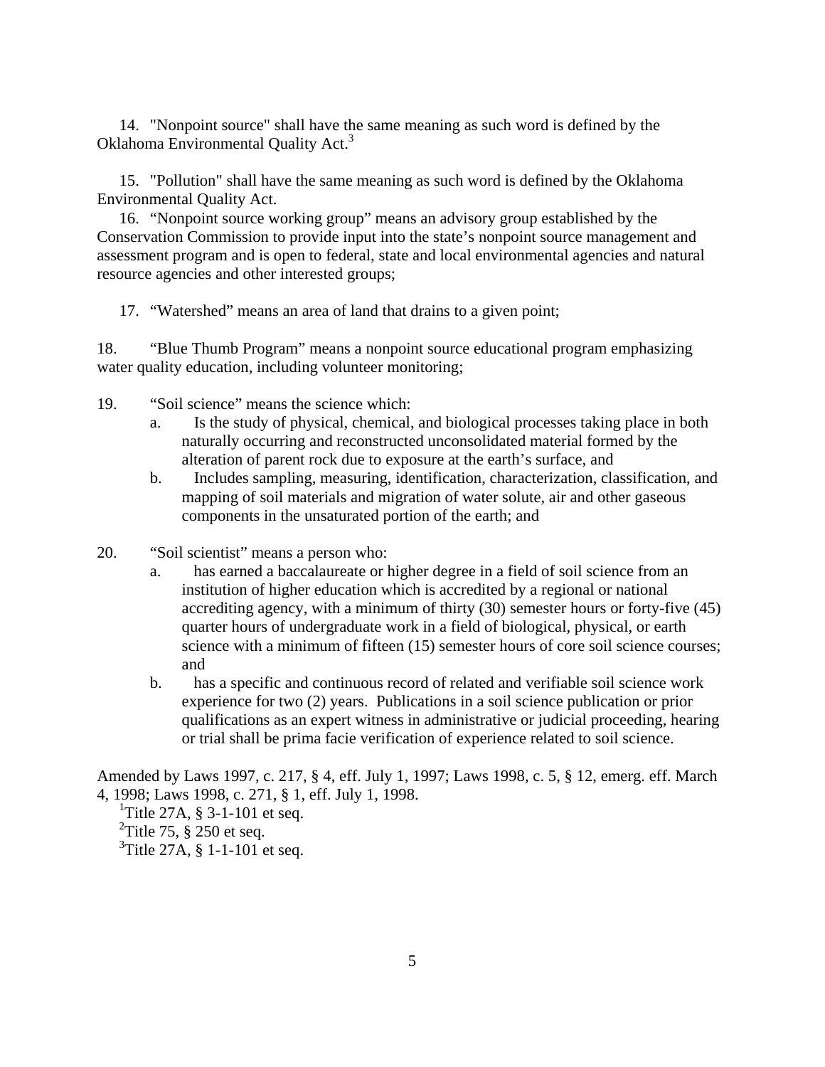14. "Nonpoint source" shall have the same meaning as such word is defined by the Oklahoma Environmental Quality Act.[3]

15. "Pollution" shall have the same meaning as such word is defined by the Oklahoma Environmental Quality Act.

16. “Nonpoint source working group” means an advisory group established by the Conservation Commission to provide input into the state’s nonpoint source management and assessment program and is open to federal, state and local environmental agencies and natural resource agencies and other interested groups;

17. “Watershed” means an area of land that drains to a given point;

18. “Blue Thumb Program” means a nonpoint source educational program emphasizing water quality education, including volunteer monitoring;

19. “Soil science” means the science which:

   a. Is the study of physical, chemical, and biological processes taking place in both naturally occurring and reconstructed unconsolidated material formed by the alteration of parent rock due to exposure at the earth’s surface, and

   b. Includes sampling, measuring, identification, characterization, classification, and mapping of soil materials and migration of water solute, air and other gaseous components in the unsaturated portion of the earth; and

20. “Soil scientist” means a person who:

   a. has earned a baccalaureate or higher degree in a field of soil science from an institution of higher education which is accredited by a regional or national accrediting agency, with a minimum of thirty (30) semester hours or forty-five (45) quarter hours of undergraduate work in a field of biological, physical, or earth science with a minimum of fifteen (15) semester hours of core soil science courses; and

   b. has a specific and continuous record of related and verifiable soil science work experience for two (2) years. Publications in a soil science publication or prior qualifications as an expert witness in administrative or judicial proceeding, hearing or trial shall be prima facie verification of experience related to soil science.

Amended by Laws 1997, c. 217, § 4, eff. July 1, 1997; Laws 1998, c. 5, § 12, emerg. eff. March 4, 1998; Laws 1998, c. 271, § 1, eff. July 1, 1998.

[1] Title 27A, § 3-1-101 et seq.

[2] Title 75, § 250 et seq.

[3] Title 27A, § 1-1-101 et seq.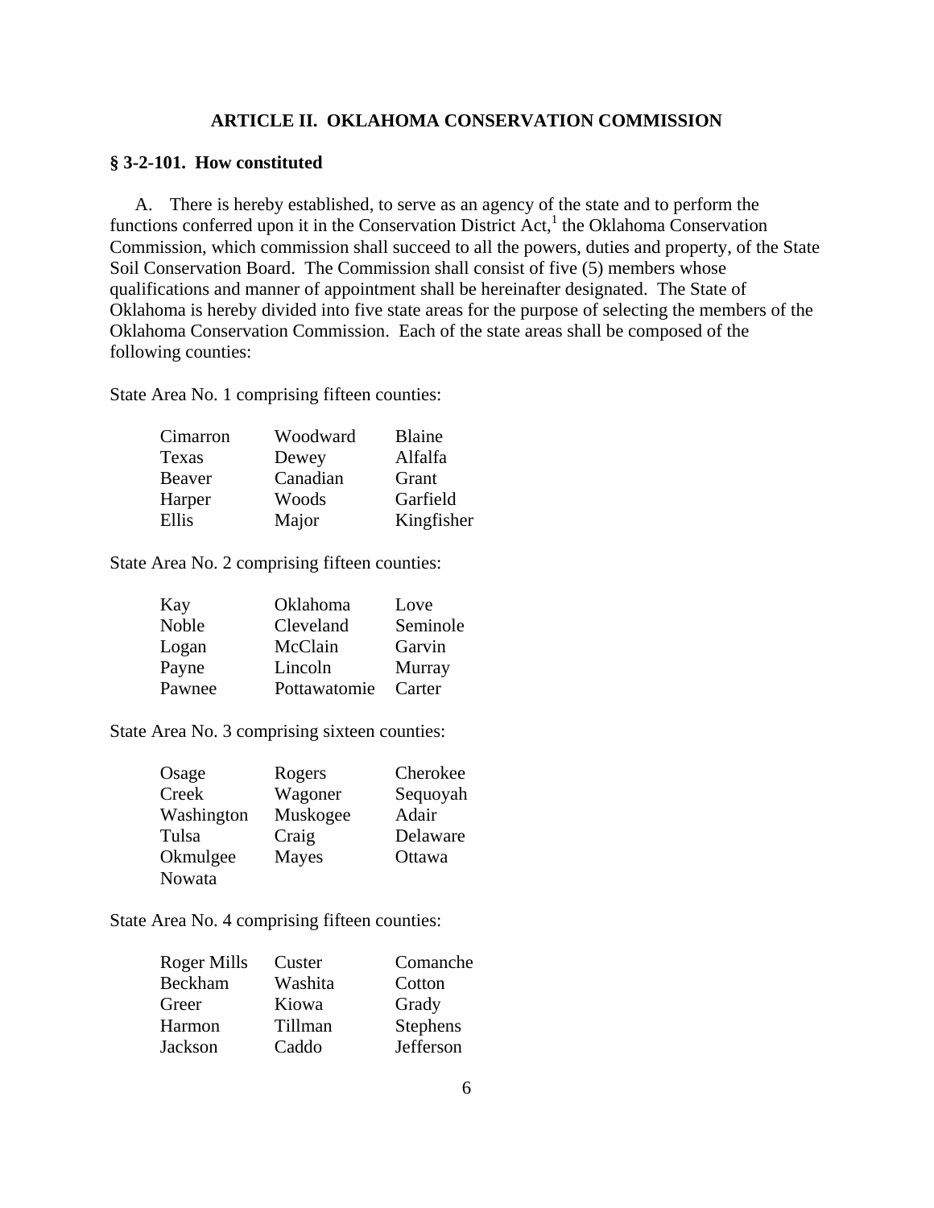## ARTICLE II. OKLAHOMA CONSERVATION COMMISSION

### § 3-2-101. How constituted

A. There is hereby established, to serve as an agency of the state and to perform the functions conferred upon it in the Conservation District Act,[1] the Oklahoma Conservation Commission, which commission shall succeed to all the powers, duties and property, of the State Soil Conservation Board. The Commission shall consist of five (5) members whose qualifications and manner of appointment shall be hereinafter designated. The State of Oklahoma is hereby divided into five state areas for the purpose of selecting the members of the Oklahoma Conservation Commission. Each of the state areas shall be composed of the following counties:

State Area No. 1 comprising fifteen counties:

| | | |
|---|---|---|
| Cimarron | Woodward | Blaine |
| Texas | Dewey | Alfalfa |
| Beaver | Canadian | Grant |
| Harper | Woods | Garfield |
| Ellis | Major | Kingfisher |

State Area No. 2 comprising fifteen counties:

| | | |
|---|---|---|
| Kay | Oklahoma | Love |
| Noble | Cleveland | Seminole |
| Logan | McClain | Garvin |
| Payne | Lincoln | Murray |
| Pawnee | Pottawatomie | Carter |

State Area No. 3 comprising sixteen counties:

| | | |
|---|---|---|
| Osage | Rogers | Cherokee |
| Creek | Wagoner | Sequoyah |
| Washington | Muskogee | Adair |
| Tulsa | Craig | Delaware |
| Okmulgee | Mayes | Ottawa |
| Nowata | | |

State Area No. 4 comprising fifteen counties:

| | | |
|---|---|---|
| Roger Mills | Custer | Comanche |
| Beckham | Washita | Cotton |
| Greer | Kiowa | Grady |
| Harmon | Tillman | Stephens |
| Jackson | Caddo | Jefferson |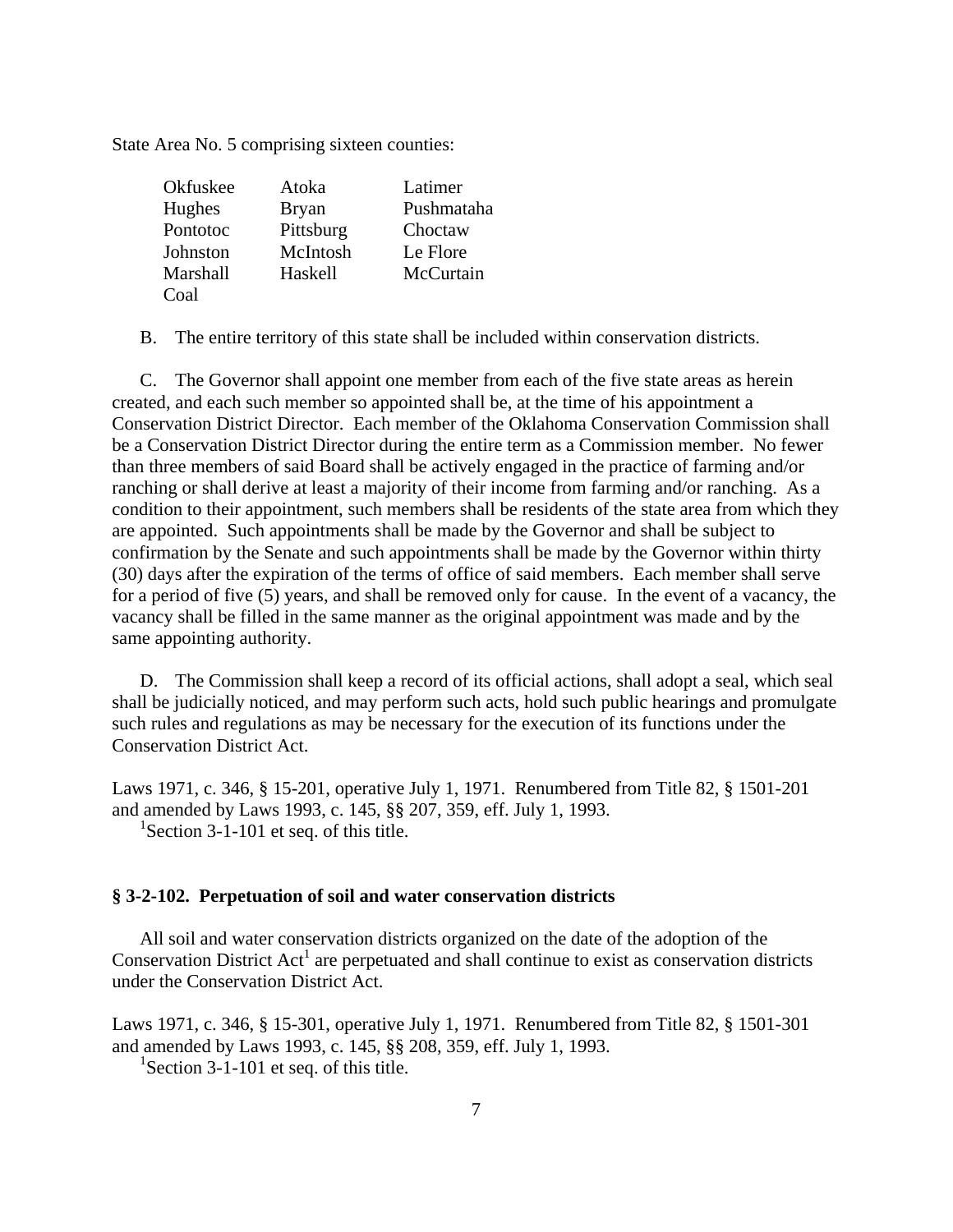State Area No. 5 comprising sixteen counties:

| | | |
|---|---|---|
| Okfuskee | Atoka | Latimer |
| Hughes | Bryan | Pushmataha |
| Pontotoc | Pittsburg | Choctaw |
| Johnston | McIntosh | Le Flore |
| Marshall | Haskell | McCurtain |
| Coal | | |

B. The entire territory of this state shall be included within conservation districts.

C. The Governor shall appoint one member from each of the five state areas as herein created, and each such member so appointed shall be, at the time of his appointment a Conservation District Director. Each member of the Oklahoma Conservation Commission shall be a Conservation District Director during the entire term as a Commission member. No fewer than three members of said Board shall be actively engaged in the practice of farming and/or ranching or shall derive at least a majority of their income from farming and/or ranching. As a condition to their appointment, such members shall be residents of the state area from which they are appointed. Such appointments shall be made by the Governor and shall be subject to confirmation by the Senate and such appointments shall be made by the Governor within thirty (30) days after the expiration of the terms of office of said members. Each member shall serve for a period of five (5) years, and shall be removed only for cause. In the event of a vacancy, the vacancy shall be filled in the same manner as the original appointment was made and by the same appointing authority.

D. The Commission shall keep a record of its official actions, shall adopt a seal, which seal shall be judicially noticed, and may perform such acts, hold such public hearings and promulgate such rules and regulations as may be necessary for the execution of its functions under the Conservation District Act.

Laws 1971, c. 346, § 15-201, operative July 1, 1971. Renumbered from Title 82, § 1501-201 and amended by Laws 1993, c. 145, §§ 207, 359, eff. July 1, 1993.

[1]Section 3-1-101 et seq. of this title.

## § 3-2-102. Perpetuation of soil and water conservation districts

All soil and water conservation districts organized on the date of the adoption of the Conservation District Act[1] are perpetuated and shall continue to exist as conservation districts under the Conservation District Act.

Laws 1971, c. 346, § 15-301, operative July 1, 1971. Renumbered from Title 82, § 1501-301 and amended by Laws 1993, c. 145, §§ 208, 359, eff. July 1, 1993.

[1]Section 3-1-101 et seq. of this title.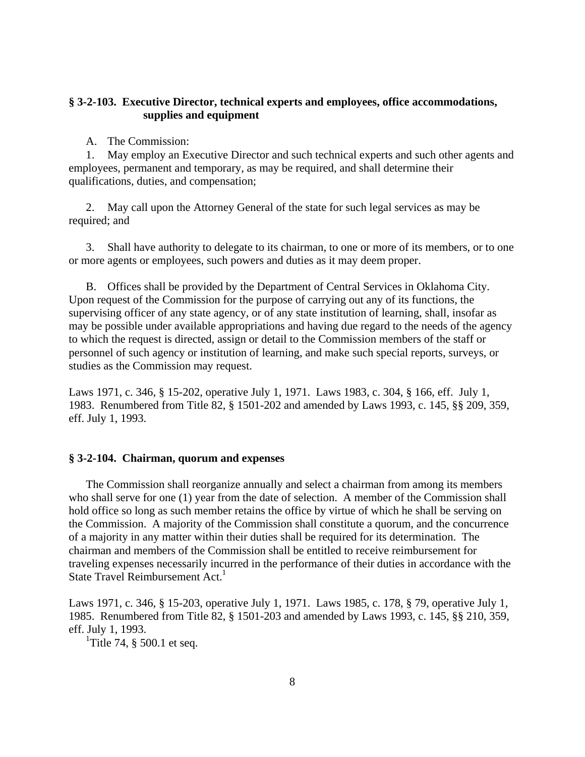### § 3-2-103. Executive Director, technical experts and employees, office accommodations, supplies and equipment

A. The Commission:

1. May employ an Executive Director and such technical experts and such other agents and employees, permanent and temporary, as may be required, and shall determine their qualifications, duties, and compensation;

2. May call upon the Attorney General of the state for such legal services as may be required; and

3. Shall have authority to delegate to its chairman, to one or more of its members, or to one or more agents or employees, such powers and duties as it may deem proper.

B. Offices shall be provided by the Department of Central Services in Oklahoma City. Upon request of the Commission for the purpose of carrying out any of its functions, the supervising officer of any state agency, or of any state institution of learning, shall, insofar as may be possible under available appropriations and having due regard to the needs of the agency to which the request is directed, assign or detail to the Commission members of the staff or personnel of such agency or institution of learning, and make such special reports, surveys, or studies as the Commission may request.

Laws 1971, c. 346, § 15-202, operative July 1, 1971. Laws 1983, c. 304, § 166, eff. July 1, 1983. Renumbered from Title 82, § 1501-202 and amended by Laws 1993, c. 145, §§ 209, 359, eff. July 1, 1993.

### § 3-2-104. Chairman, quorum and expenses

The Commission shall reorganize annually and select a chairman from among its members who shall serve for one (1) year from the date of selection. A member of the Commission shall hold office so long as such member retains the office by virtue of which he shall be serving on the Commission. A majority of the Commission shall constitute a quorum, and the concurrence of a majority in any matter within their duties shall be required for its determination. The chairman and members of the Commission shall be entitled to receive reimbursement for traveling expenses necessarily incurred in the performance of their duties in accordance with the State Travel Reimbursement Act.[1]

Laws 1971, c. 346, § 15-203, operative July 1, 1971. Laws 1985, c. 178, § 79, operative July 1, 1985. Renumbered from Title 82, § 1501-203 and amended by Laws 1993, c. 145, §§ 210, 359, eff. July 1, 1993.

[1]Title 74, § 500.1 et seq.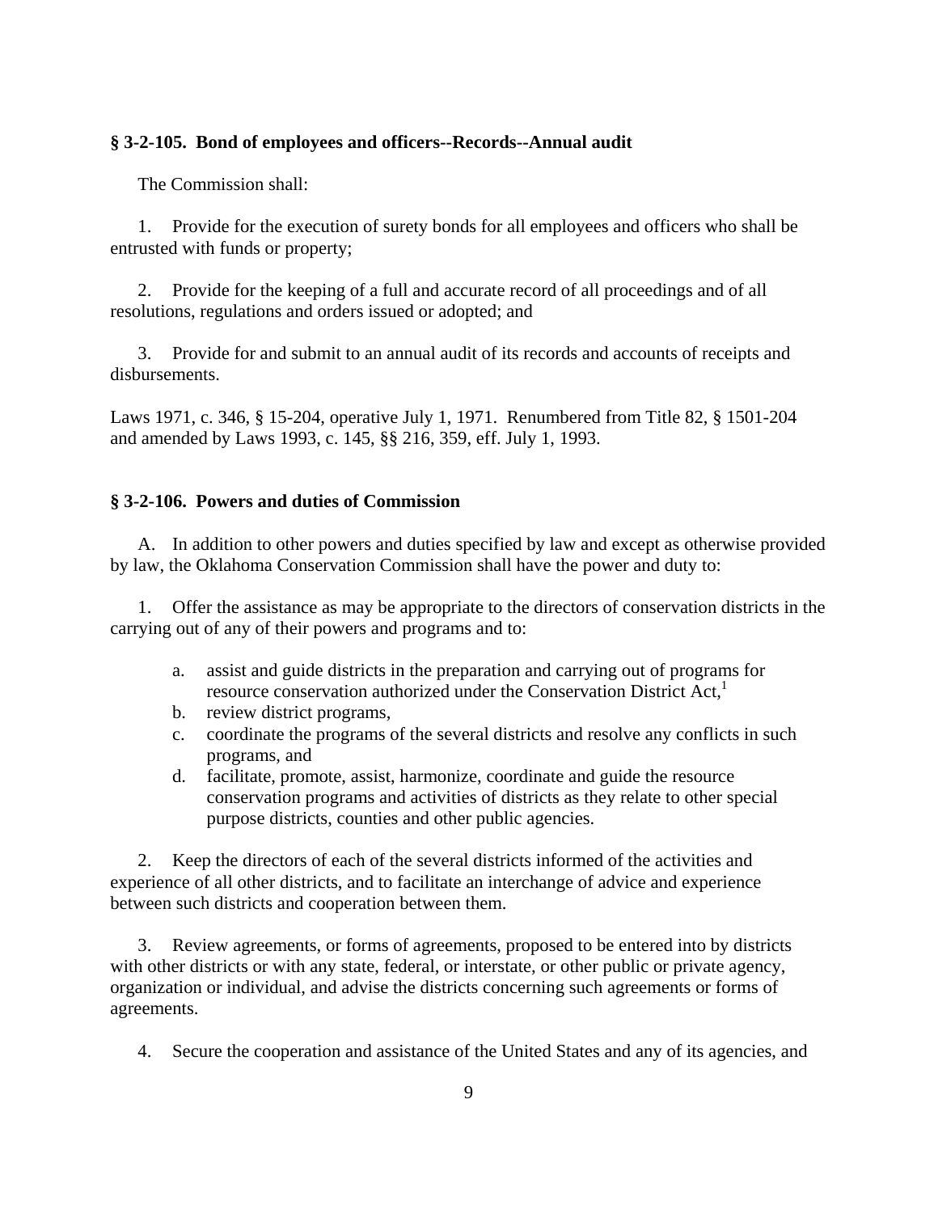### § 3-2-105. Bond of employees and officers--Records--Annual audit

The Commission shall:

1. Provide for the execution of surety bonds for all employees and officers who shall be entrusted with funds or property;

2. Provide for the keeping of a full and accurate record of all proceedings and of all resolutions, regulations and orders issued or adopted; and

3. Provide for and submit to an annual audit of its records and accounts of receipts and disbursements.

Laws 1971, c. 346, § 15-204, operative July 1, 1971. Renumbered from Title 82, § 1501-204 and amended by Laws 1993, c. 145, §§ 216, 359, eff. July 1, 1993.

### § 3-2-106. Powers and duties of Commission

A. In addition to other powers and duties specified by law and except as otherwise provided by law, the Oklahoma Conservation Commission shall have the power and duty to:

1. Offer the assistance as may be appropriate to the directors of conservation districts in the carrying out of any of their powers and programs and to:

   a. assist and guide districts in the preparation and carrying out of programs for resource conservation authorized under the Conservation District Act,[1]
   b. review district programs,
   c. coordinate the programs of the several districts and resolve any conflicts in such programs, and
   d. facilitate, promote, assist, harmonize, coordinate and guide the resource conservation programs and activities of districts as they relate to other special purpose districts, counties and other public agencies.

2. Keep the directors of each of the several districts informed of the activities and experience of all other districts, and to facilitate an interchange of advice and experience between such districts and cooperation between them.

3. Review agreements, or forms of agreements, proposed to be entered into by districts with other districts or with any state, federal, or interstate, or other public or private agency, organization or individual, and advise the districts concerning such agreements or forms of agreements.

4. Secure the cooperation and assistance of the United States and any of its agencies, and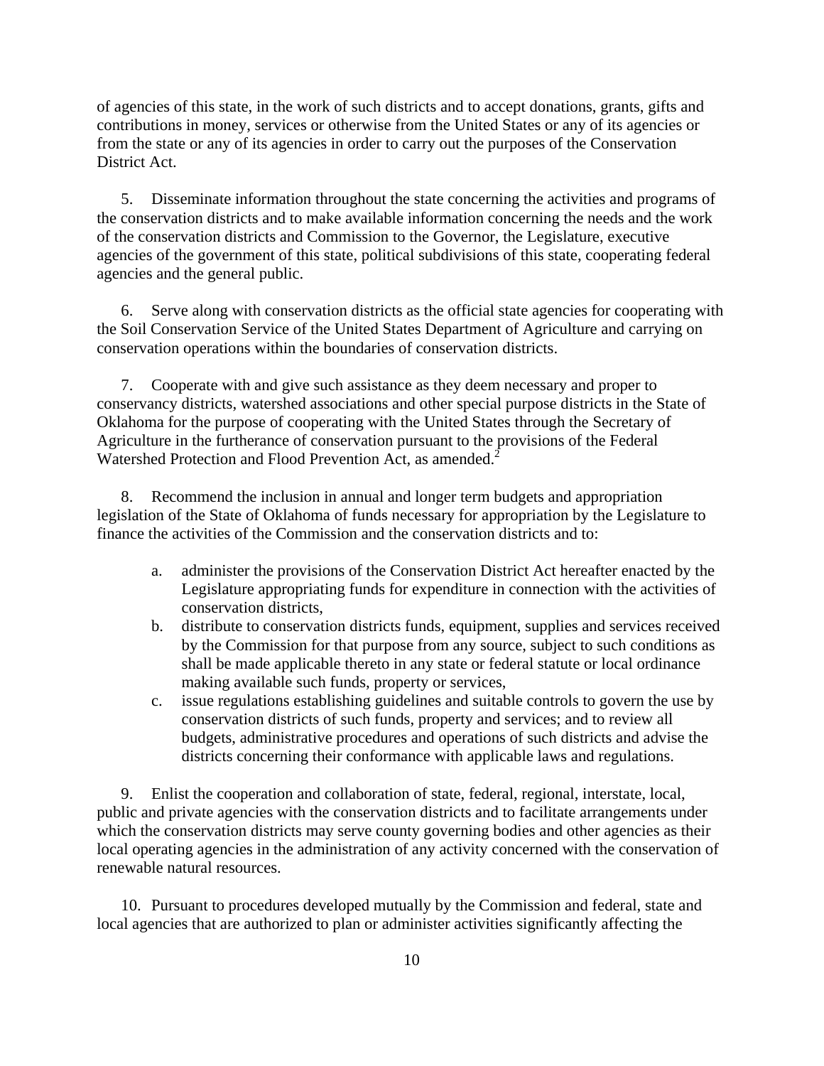of agencies of this state, in the work of such districts and to accept donations, grants, gifts and contributions in money, services or otherwise from the United States or any of its agencies or from the state or any of its agencies in order to carry out the purposes of the Conservation District Act.

5. Disseminate information throughout the state concerning the activities and programs of the conservation districts and to make available information concerning the needs and the work of the conservation districts and Commission to the Governor, the Legislature, executive agencies of the government of this state, political subdivisions of this state, cooperating federal agencies and the general public.

6. Serve along with conservation districts as the official state agencies for cooperating with the Soil Conservation Service of the United States Department of Agriculture and carrying on conservation operations within the boundaries of conservation districts.

7. Cooperate with and give such assistance as they deem necessary and proper to conservancy districts, watershed associations and other special purpose districts in the State of Oklahoma for the purpose of cooperating with the United States through the Secretary of Agriculture in the furtherance of conservation pursuant to the provisions of the Federal Watershed Protection and Flood Prevention Act, as amended.[2]

8. Recommend the inclusion in annual and longer term budgets and appropriation legislation of the State of Oklahoma of funds necessary for appropriation by the Legislature to finance the activities of the Commission and the conservation districts and to:

   a. administer the provisions of the Conservation District Act hereafter enacted by the Legislature appropriating funds for expenditure in connection with the activities of conservation districts,
   b. distribute to conservation districts funds, equipment, supplies and services received by the Commission for that purpose from any source, subject to such conditions as shall be made applicable thereto in any state or federal statute or local ordinance making available such funds, property or services,
   c. issue regulations establishing guidelines and suitable controls to govern the use by conservation districts of such funds, property and services; and to review all budgets, administrative procedures and operations of such districts and advise the districts concerning their conformance with applicable laws and regulations.

9. Enlist the cooperation and collaboration of state, federal, regional, interstate, local, public and private agencies with the conservation districts and to facilitate arrangements under which the conservation districts may serve county governing bodies and other agencies as their local operating agencies in the administration of any activity concerned with the conservation of renewable natural resources.

10. Pursuant to procedures developed mutually by the Commission and federal, state and local agencies that are authorized to plan or administer activities significantly affecting the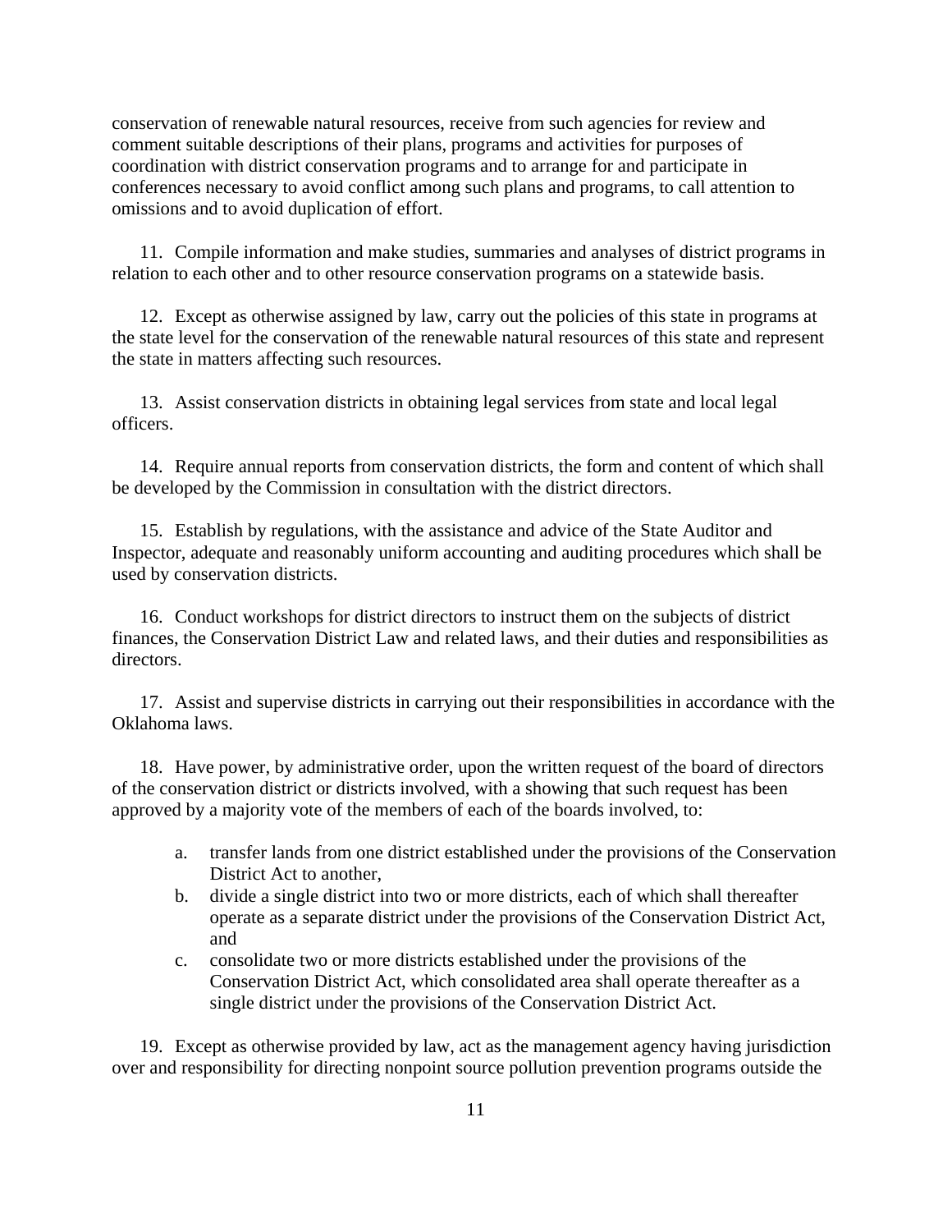conservation of renewable natural resources, receive from such agencies for review and comment suitable descriptions of their plans, programs and activities for purposes of coordination with district conservation programs and to arrange for and participate in conferences necessary to avoid conflict among such plans and programs, to call attention to omissions and to avoid duplication of effort.

11. Compile information and make studies, summaries and analyses of district programs in relation to each other and to other resource conservation programs on a statewide basis.

12. Except as otherwise assigned by law, carry out the policies of this state in programs at the state level for the conservation of the renewable natural resources of this state and represent the state in matters affecting such resources.

13. Assist conservation districts in obtaining legal services from state and local legal officers.

14. Require annual reports from conservation districts, the form and content of which shall be developed by the Commission in consultation with the district directors.

15. Establish by regulations, with the assistance and advice of the State Auditor and Inspector, adequate and reasonably uniform accounting and auditing procedures which shall be used by conservation districts.

16. Conduct workshops for district directors to instruct them on the subjects of district finances, the Conservation District Law and related laws, and their duties and responsibilities as directors.

17. Assist and supervise districts in carrying out their responsibilities in accordance with the Oklahoma laws.

18. Have power, by administrative order, upon the written request of the board of directors of the conservation district or districts involved, with a showing that such request has been approved by a majority vote of the members of each of the boards involved, to:

a. transfer lands from one district established under the provisions of the Conservation District Act to another,
b. divide a single district into two or more districts, each of which shall thereafter operate as a separate district under the provisions of the Conservation District Act, and
c. consolidate two or more districts established under the provisions of the Conservation District Act, which consolidated area shall operate thereafter as a single district under the provisions of the Conservation District Act.

19. Except as otherwise provided by law, act as the management agency having jurisdiction over and responsibility for directing nonpoint source pollution prevention programs outside the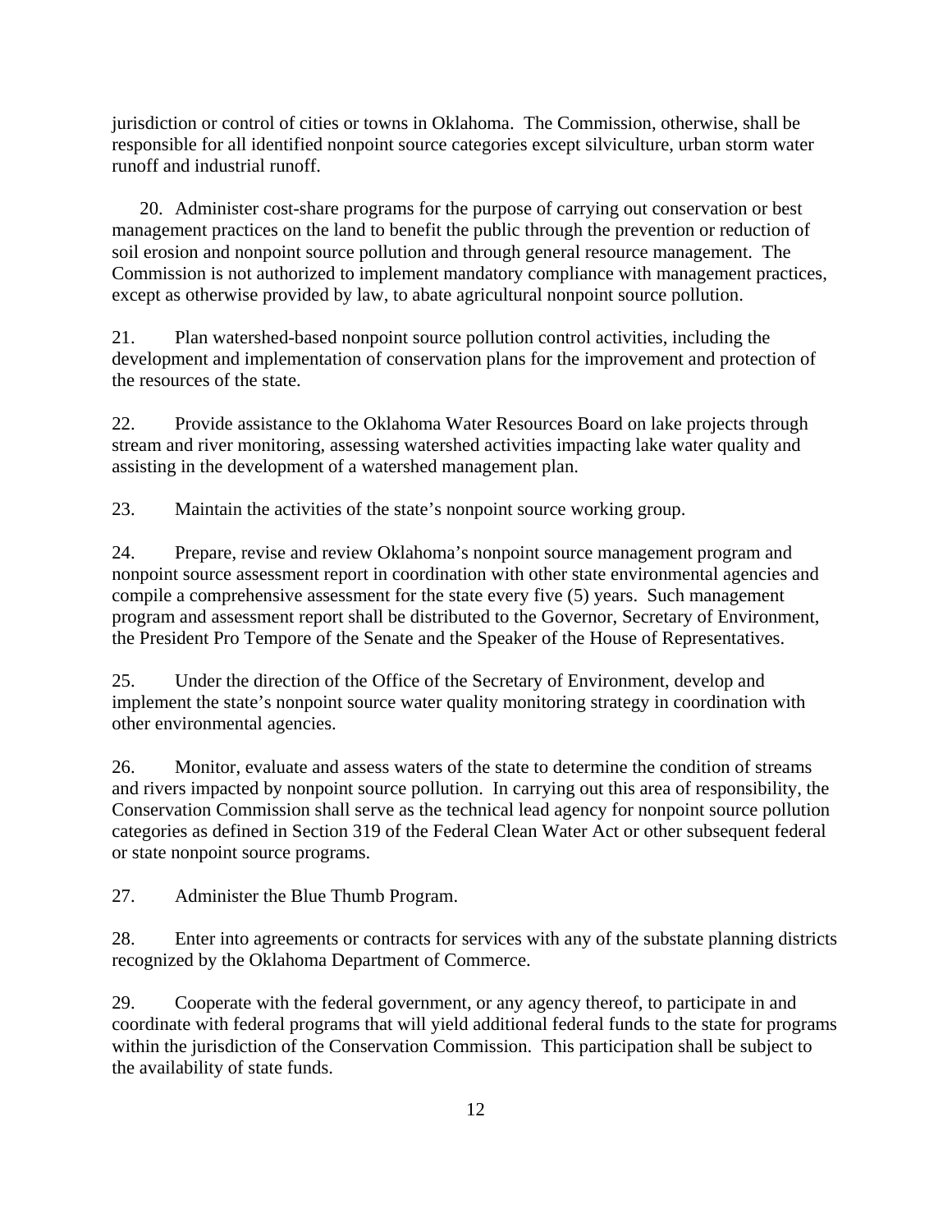jurisdiction or control of cities or towns in Oklahoma. The Commission, otherwise, shall be responsible for all identified nonpoint source categories except silviculture, urban storm water runoff and industrial runoff.

20. Administer cost-share programs for the purpose of carrying out conservation or best management practices on the land to benefit the public through the prevention or reduction of soil erosion and nonpoint source pollution and through general resource management. The Commission is not authorized to implement mandatory compliance with management practices, except as otherwise provided by law, to abate agricultural nonpoint source pollution.

21. Plan watershed-based nonpoint source pollution control activities, including the development and implementation of conservation plans for the improvement and protection of the resources of the state.

22. Provide assistance to the Oklahoma Water Resources Board on lake projects through stream and river monitoring, assessing watershed activities impacting lake water quality and assisting in the development of a watershed management plan.

23. Maintain the activities of the state's nonpoint source working group.

24. Prepare, revise and review Oklahoma's nonpoint source management program and nonpoint source assessment report in coordination with other state environmental agencies and compile a comprehensive assessment for the state every five (5) years. Such management program and assessment report shall be distributed to the Governor, Secretary of Environment, the President Pro Tempore of the Senate and the Speaker of the House of Representatives.

25. Under the direction of the Office of the Secretary of Environment, develop and implement the state's nonpoint source water quality monitoring strategy in coordination with other environmental agencies.

26. Monitor, evaluate and assess waters of the state to determine the condition of streams and rivers impacted by nonpoint source pollution. In carrying out this area of responsibility, the Conservation Commission shall serve as the technical lead agency for nonpoint source pollution categories as defined in Section 319 of the Federal Clean Water Act or other subsequent federal or state nonpoint source programs.

27. Administer the Blue Thumb Program.

28. Enter into agreements or contracts for services with any of the substate planning districts recognized by the Oklahoma Department of Commerce.

29. Cooperate with the federal government, or any agency thereof, to participate in and coordinate with federal programs that will yield additional federal funds to the state for programs within the jurisdiction of the Conservation Commission. This participation shall be subject to the availability of state funds.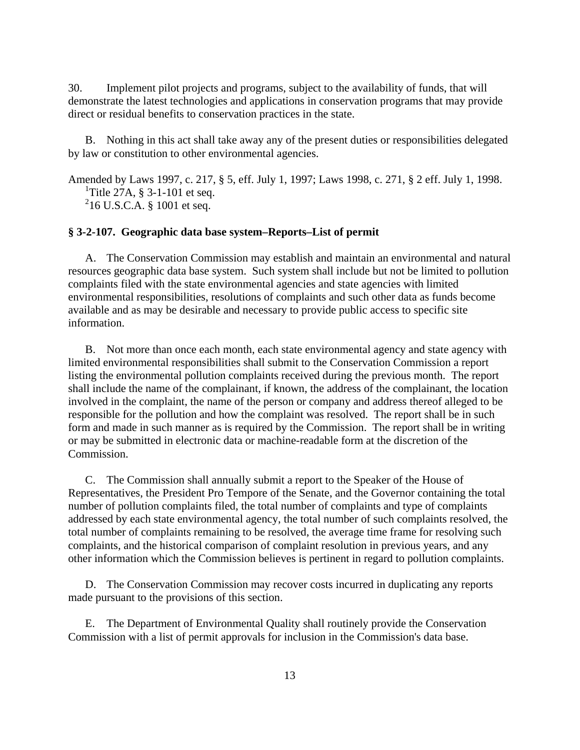30. Implement pilot projects and programs, subject to the availability of funds, that will demonstrate the latest technologies and applications in conservation programs that may provide direct or residual benefits to conservation practices in the state.

B. Nothing in this act shall take away any of the present duties or responsibilities delegated by law or constitution to other environmental agencies.

Amended by Laws 1997, c. 217, § 5, eff. July 1, 1997; Laws 1998, c. 271, § 2 eff. July 1, 1998.
[1]Title 27A, § 3-1-101 et seq.
[2]16 U.S.C.A. § 1001 et seq.

**§ 3-2-107. Geographic data base system–Reports–List of permit**

A. The Conservation Commission may establish and maintain an environmental and natural resources geographic data base system. Such system shall include but not be limited to pollution complaints filed with the state environmental agencies and state agencies with limited environmental responsibilities, resolutions of complaints and such other data as funds become available and as may be desirable and necessary to provide public access to specific site information.

B. Not more than once each month, each state environmental agency and state agency with limited environmental responsibilities shall submit to the Conservation Commission a report listing the environmental pollution complaints received during the previous month. The report shall include the name of the complainant, if known, the address of the complainant, the location involved in the complaint, the name of the person or company and address thereof alleged to be responsible for the pollution and how the complaint was resolved. The report shall be in such form and made in such manner as is required by the Commission. The report shall be in writing or may be submitted in electronic data or machine-readable form at the discretion of the Commission.

C. The Commission shall annually submit a report to the Speaker of the House of Representatives, the President Pro Tempore of the Senate, and the Governor containing the total number of pollution complaints filed, the total number of complaints and type of complaints addressed by each state environmental agency, the total number of such complaints resolved, the total number of complaints remaining to be resolved, the average time frame for resolving such complaints, and the historical comparison of complaint resolution in previous years, and any other information which the Commission believes is pertinent in regard to pollution complaints.

D. The Conservation Commission may recover costs incurred in duplicating any reports made pursuant to the provisions of this section.

E. The Department of Environmental Quality shall routinely provide the Conservation Commission with a list of permit approvals for inclusion in the Commission's data base.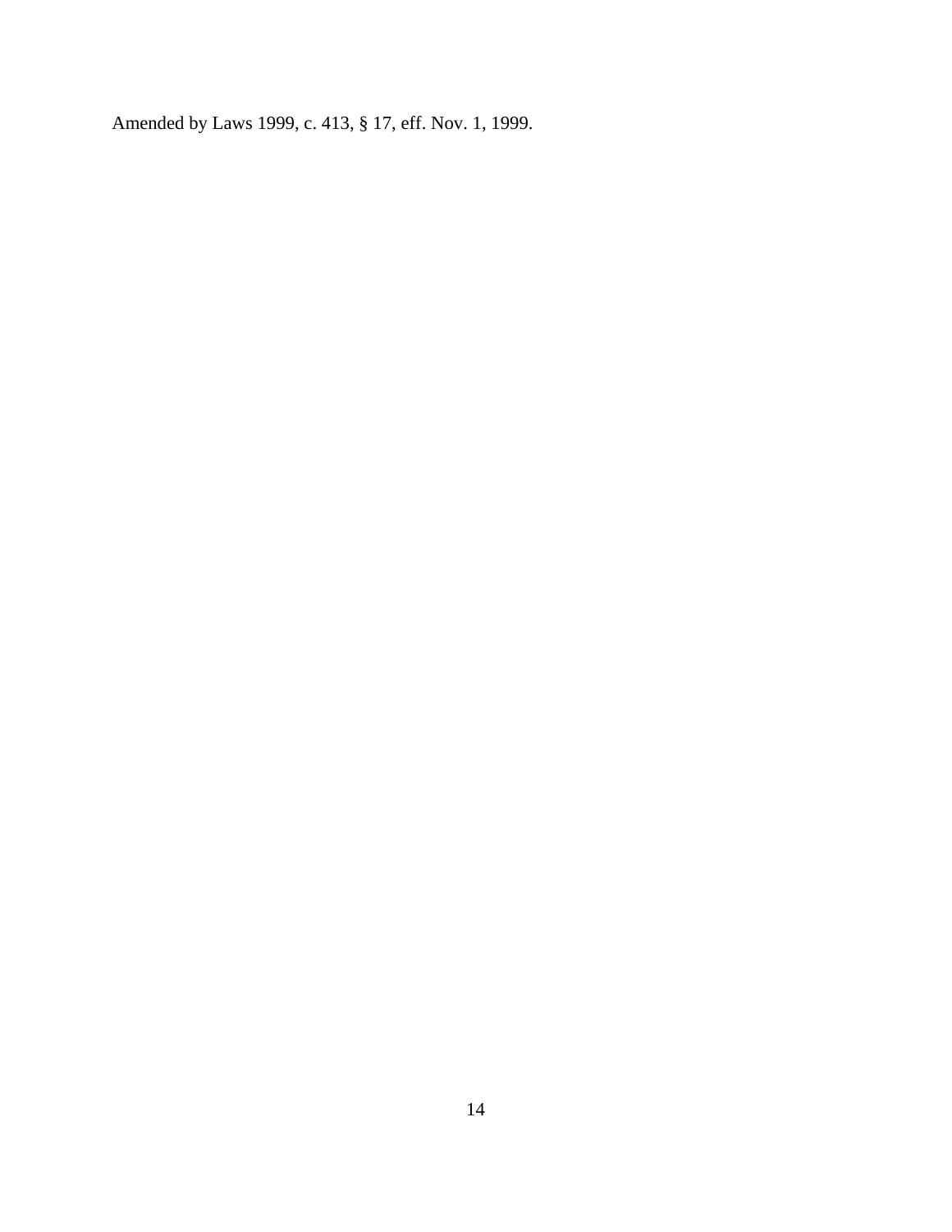Amended by Laws 1999, c. 413, § 17, eff. Nov. 1, 1999.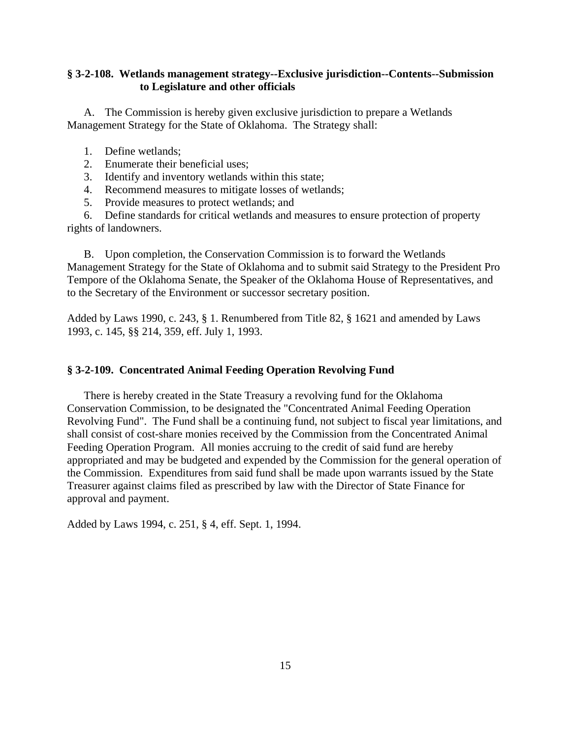**§ 3-2-108. Wetlands management strategy--Exclusive jurisdiction--Contents--Submission to Legislature and other officials**

A. The Commission is hereby given exclusive jurisdiction to prepare a Wetlands Management Strategy for the State of Oklahoma. The Strategy shall:

1. Define wetlands;
2. Enumerate their beneficial uses;
3. Identify and inventory wetlands within this state;
4. Recommend measures to mitigate losses of wetlands;
5. Provide measures to protect wetlands; and
6. Define standards for critical wetlands and measures to ensure protection of property rights of landowners.

B. Upon completion, the Conservation Commission is to forward the Wetlands Management Strategy for the State of Oklahoma and to submit said Strategy to the President Pro Tempore of the Oklahoma Senate, the Speaker of the Oklahoma House of Representatives, and to the Secretary of the Environment or successor secretary position.

Added by Laws 1990, c. 243, § 1. Renumbered from Title 82, § 1621 and amended by Laws 1993, c. 145, §§ 214, 359, eff. July 1, 1993.

**§ 3-2-109. Concentrated Animal Feeding Operation Revolving Fund**

There is hereby created in the State Treasury a revolving fund for the Oklahoma Conservation Commission, to be designated the "Concentrated Animal Feeding Operation Revolving Fund". The Fund shall be a continuing fund, not subject to fiscal year limitations, and shall consist of cost-share monies received by the Commission from the Concentrated Animal Feeding Operation Program. All monies accruing to the credit of said fund are hereby appropriated and may be budgeted and expended by the Commission for the general operation of the Commission. Expenditures from said fund shall be made upon warrants issued by the State Treasurer against claims filed as prescribed by law with the Director of State Finance for approval and payment.

Added by Laws 1994, c. 251, § 4, eff. Sept. 1, 1994.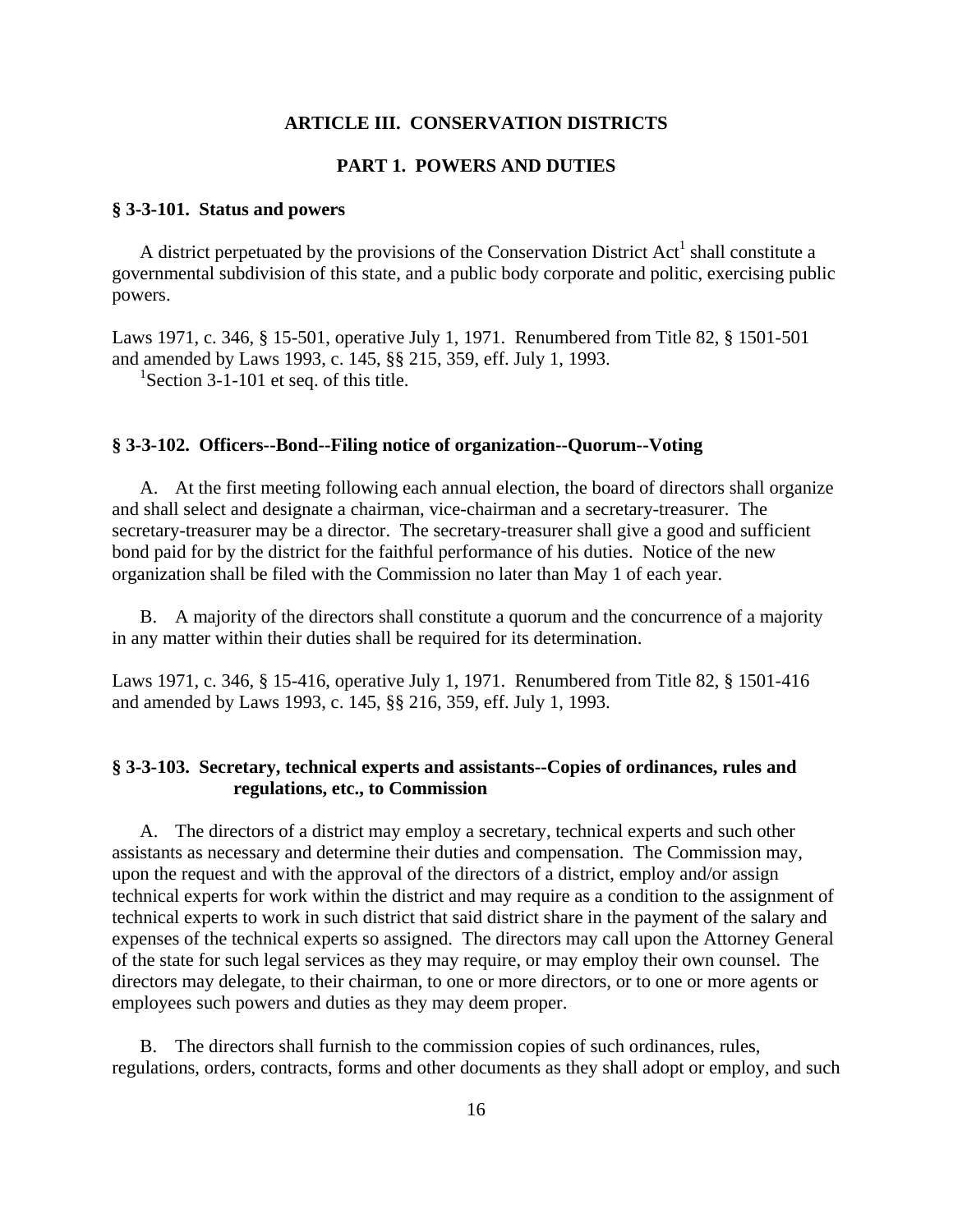## ARTICLE III. CONSERVATION DISTRICTS

### PART 1. POWERS AND DUTIES

**§ 3-3-101. Status and powers**

A district perpetuated by the provisions of the Conservation District Act[1] shall constitute a governmental subdivision of this state, and a public body corporate and politic, exercising public powers.

Laws 1971, c. 346, § 15-501, operative July 1, 1971. Renumbered from Title 82, § 1501-501 and amended by Laws 1993, c. 145, §§ 215, 359, eff. July 1, 1993.

[1]Section 3-1-101 et seq. of this title.

**§ 3-3-102. Officers--Bond--Filing notice of organization--Quorum--Voting**

A. At the first meeting following each annual election, the board of directors shall organize and shall select and designate a chairman, vice-chairman and a secretary-treasurer. The secretary-treasurer may be a director. The secretary-treasurer shall give a good and sufficient bond paid for by the district for the faithful performance of his duties. Notice of the new organization shall be filed with the Commission no later than May 1 of each year.

B. A majority of the directors shall constitute a quorum and the concurrence of a majority in any matter within their duties shall be required for its determination.

Laws 1971, c. 346, § 15-416, operative July 1, 1971. Renumbered from Title 82, § 1501-416 and amended by Laws 1993, c. 145, §§ 216, 359, eff. July 1, 1993.

**§ 3-3-103. Secretary, technical experts and assistants--Copies of ordinances, rules and regulations, etc., to Commission**

A. The directors of a district may employ a secretary, technical experts and such other assistants as necessary and determine their duties and compensation. The Commission may, upon the request and with the approval of the directors of a district, employ and/or assign technical experts for work within the district and may require as a condition to the assignment of technical experts to work in such district that said district share in the payment of the salary and expenses of the technical experts so assigned. The directors may call upon the Attorney General of the state for such legal services as they may require, or may employ their own counsel. The directors may delegate, to their chairman, to one or more directors, or to one or more agents or employees such powers and duties as they may deem proper.

B. The directors shall furnish to the commission copies of such ordinances, rules, regulations, orders, contracts, forms and other documents as they shall adopt or employ, and such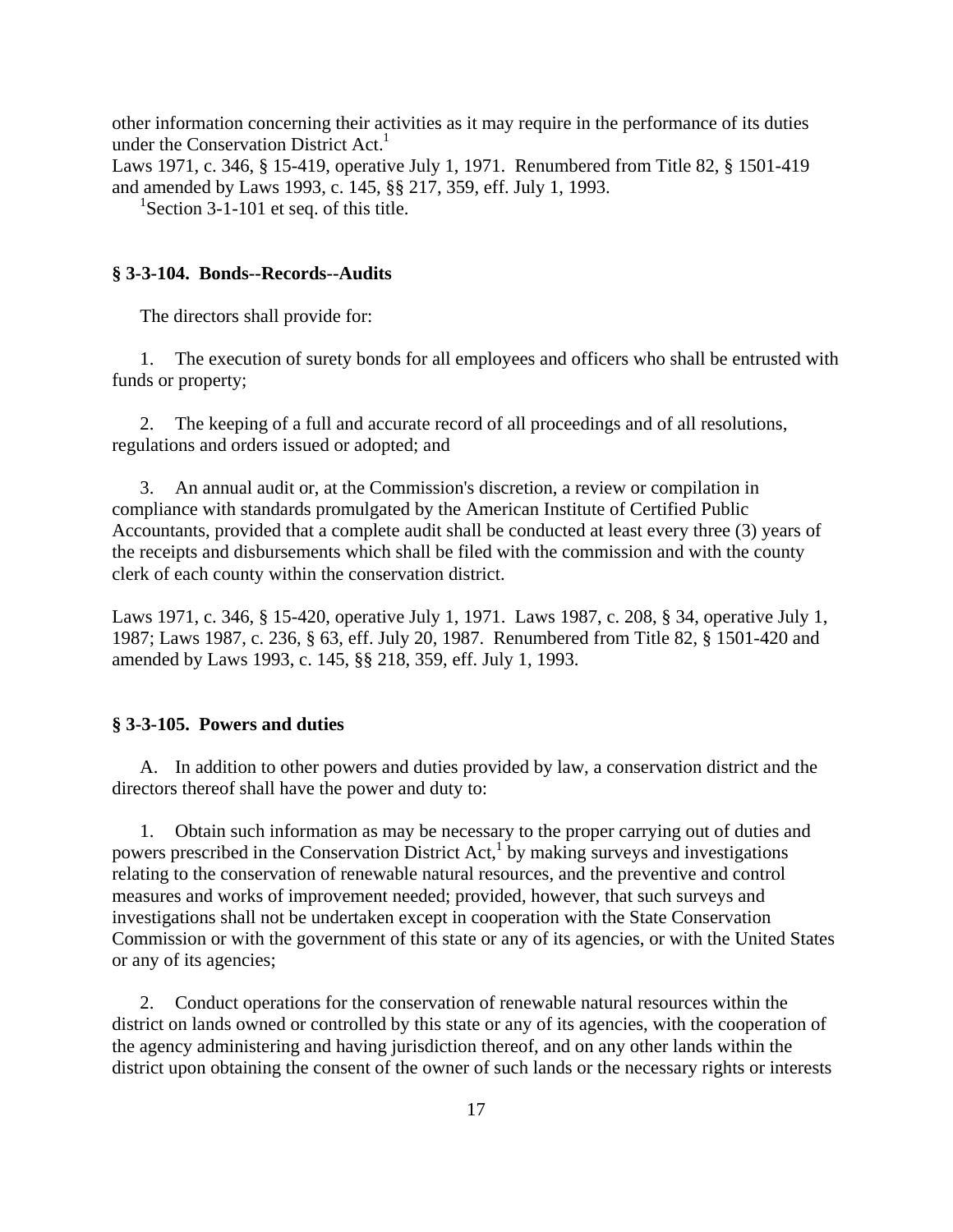other information concerning their activities as it may require in the performance of its duties under the Conservation District Act.[1]
Laws 1971, c. 346, § 15-419, operative July 1, 1971. Renumbered from Title 82, § 1501-419 and amended by Laws 1993, c. 145, §§ 217, 359, eff. July 1, 1993.

[1]Section 3-1-101 et seq. of this title.

### § 3-3-104. Bonds--Records--Audits

The directors shall provide for:

1. The execution of surety bonds for all employees and officers who shall be entrusted with funds or property;

2. The keeping of a full and accurate record of all proceedings and of all resolutions, regulations and orders issued or adopted; and

3. An annual audit or, at the Commission's discretion, a review or compilation in compliance with standards promulgated by the American Institute of Certified Public Accountants, provided that a complete audit shall be conducted at least every three (3) years of the receipts and disbursements which shall be filed with the commission and with the county clerk of each county within the conservation district.

Laws 1971, c. 346, § 15-420, operative July 1, 1971. Laws 1987, c. 208, § 34, operative July 1, 1987; Laws 1987, c. 236, § 63, eff. July 20, 1987. Renumbered from Title 82, § 1501-420 and amended by Laws 1993, c. 145, §§ 218, 359, eff. July 1, 1993.

### § 3-3-105. Powers and duties

A. In addition to other powers and duties provided by law, a conservation district and the directors thereof shall have the power and duty to:

1. Obtain such information as may be necessary to the proper carrying out of duties and powers prescribed in the Conservation District Act,[1] by making surveys and investigations relating to the conservation of renewable natural resources, and the preventive and control measures and works of improvement needed; provided, however, that such surveys and investigations shall not be undertaken except in cooperation with the State Conservation Commission or with the government of this state or any of its agencies, or with the United States or any of its agencies;

2. Conduct operations for the conservation of renewable natural resources within the district on lands owned or controlled by this state or any of its agencies, with the cooperation of the agency administering and having jurisdiction thereof, and on any other lands within the district upon obtaining the consent of the owner of such lands or the necessary rights or interests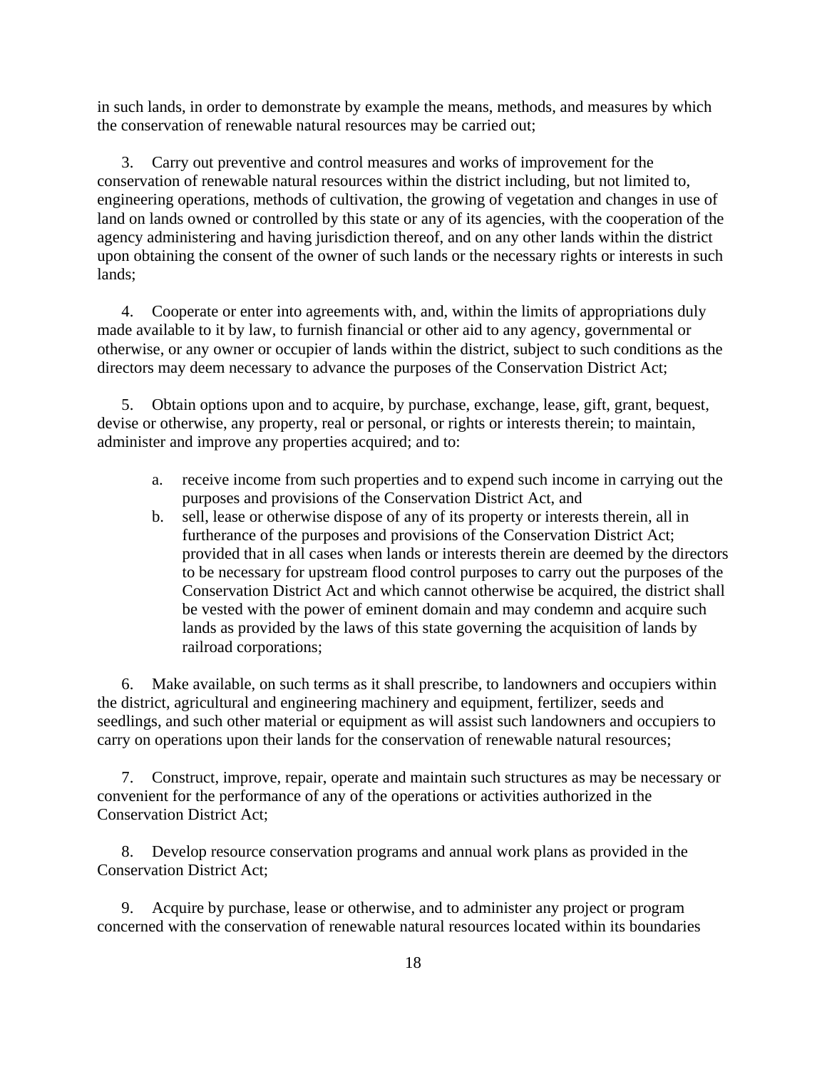in such lands, in order to demonstrate by example the means, methods, and measures by which the conservation of renewable natural resources may be carried out;

3. Carry out preventive and control measures and works of improvement for the conservation of renewable natural resources within the district including, but not limited to, engineering operations, methods of cultivation, the growing of vegetation and changes in use of land on lands owned or controlled by this state or any of its agencies, with the cooperation of the agency administering and having jurisdiction thereof, and on any other lands within the district upon obtaining the consent of the owner of such lands or the necessary rights or interests in such lands;

4. Cooperate or enter into agreements with, and, within the limits of appropriations duly made available to it by law, to furnish financial or other aid to any agency, governmental or otherwise, or any owner or occupier of lands within the district, subject to such conditions as the directors may deem necessary to advance the purposes of the Conservation District Act;

5. Obtain options upon and to acquire, by purchase, exchange, lease, gift, grant, bequest, devise or otherwise, any property, real or personal, or rights or interests therein; to maintain, administer and improve any properties acquired; and to:

   a. receive income from such properties and to expend such income in carrying out the purposes and provisions of the Conservation District Act, and
   b. sell, lease or otherwise dispose of any of its property or interests therein, all in furtherance of the purposes and provisions of the Conservation District Act; provided that in all cases when lands or interests therein are deemed by the directors to be necessary for upstream flood control purposes to carry out the purposes of the Conservation District Act and which cannot otherwise be acquired, the district shall be vested with the power of eminent domain and may condemn and acquire such lands as provided by the laws of this state governing the acquisition of lands by railroad corporations;

6. Make available, on such terms as it shall prescribe, to landowners and occupiers within the district, agricultural and engineering machinery and equipment, fertilizer, seeds and seedlings, and such other material or equipment as will assist such landowners and occupiers to carry on operations upon their lands for the conservation of renewable natural resources;

7. Construct, improve, repair, operate and maintain such structures as may be necessary or convenient for the performance of any of the operations or activities authorized in the Conservation District Act;

8. Develop resource conservation programs and annual work plans as provided in the Conservation District Act;

9. Acquire by purchase, lease or otherwise, and to administer any project or program concerned with the conservation of renewable natural resources located within its boundaries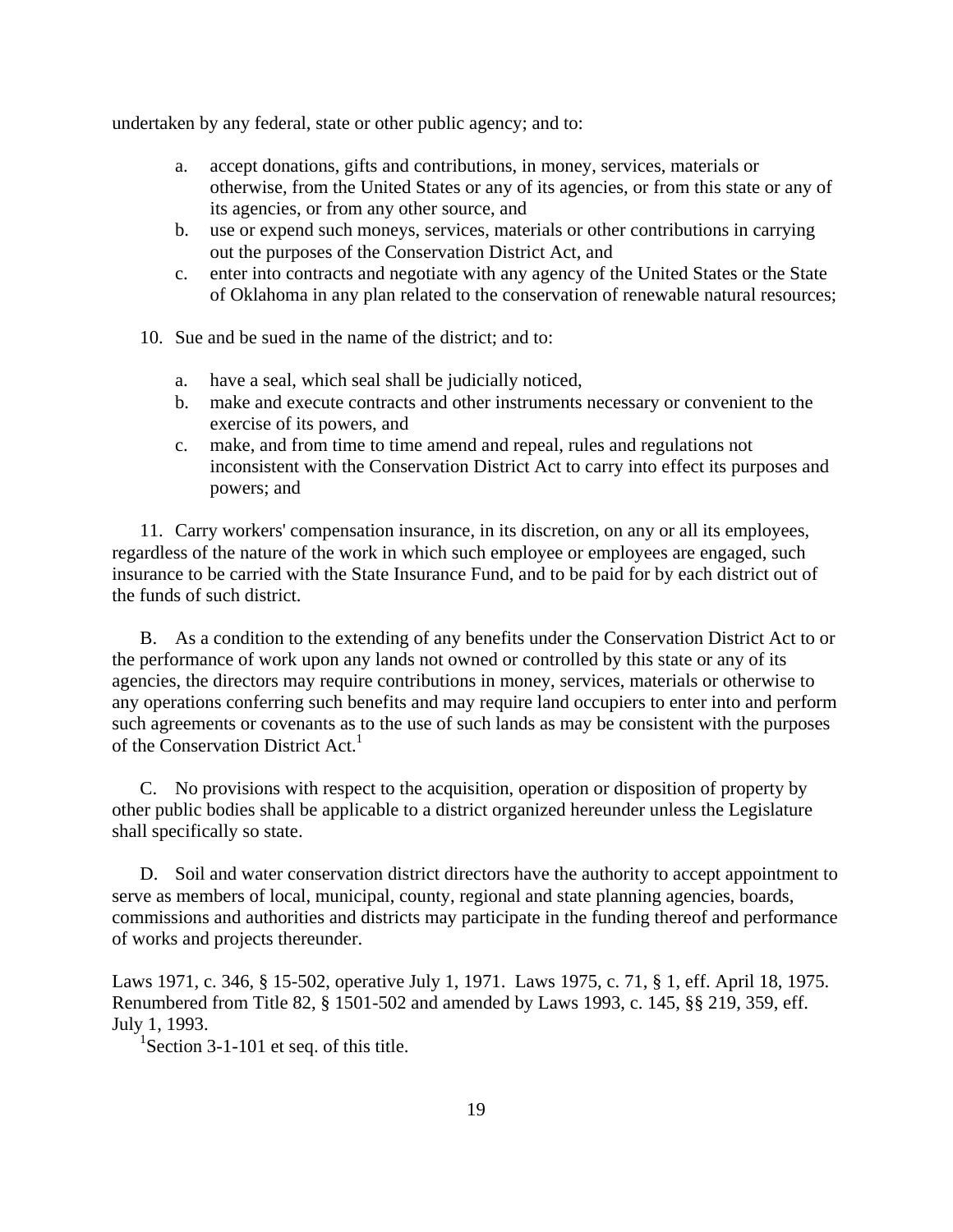undertaken by any federal, state or other public agency; and to:

a. accept donations, gifts and contributions, in money, services, materials or otherwise, from the United States or any of its agencies, or from this state or any of its agencies, or from any other source, and
b. use or expend such moneys, services, materials or other contributions in carrying out the purposes of the Conservation District Act, and
c. enter into contracts and negotiate with any agency of the United States or the State of Oklahoma in any plan related to the conservation of renewable natural resources;

10. Sue and be sued in the name of the district; and to:

a. have a seal, which seal shall be judicially noticed,
b. make and execute contracts and other instruments necessary or convenient to the exercise of its powers, and
c. make, and from time to time amend and repeal, rules and regulations not inconsistent with the Conservation District Act to carry into effect its purposes and powers; and

11. Carry workers' compensation insurance, in its discretion, on any or all its employees, regardless of the nature of the work in which such employee or employees are engaged, such insurance to be carried with the State Insurance Fund, and to be paid for by each district out of the funds of such district.

B. As a condition to the extending of any benefits under the Conservation District Act to or the performance of work upon any lands not owned or controlled by this state or any of its agencies, the directors may require contributions in money, services, materials or otherwise to any operations conferring such benefits and may require land occupiers to enter into and perform such agreements or covenants as to the use of such lands as may be consistent with the purposes of the Conservation District Act.[1]

C. No provisions with respect to the acquisition, operation or disposition of property by other public bodies shall be applicable to a district organized hereunder unless the Legislature shall specifically so state.

D. Soil and water conservation district directors have the authority to accept appointment to serve as members of local, municipal, county, regional and state planning agencies, boards, commissions and authorities and districts may participate in the funding thereof and performance of works and projects thereunder.

Laws 1971, c. 346, § 15-502, operative July 1, 1971. Laws 1975, c. 71, § 1, eff. April 18, 1975. Renumbered from Title 82, § 1501-502 and amended by Laws 1993, c. 145, §§ 219, 359, eff. July 1, 1993.

[1] Section 3-1-101 et seq. of this title.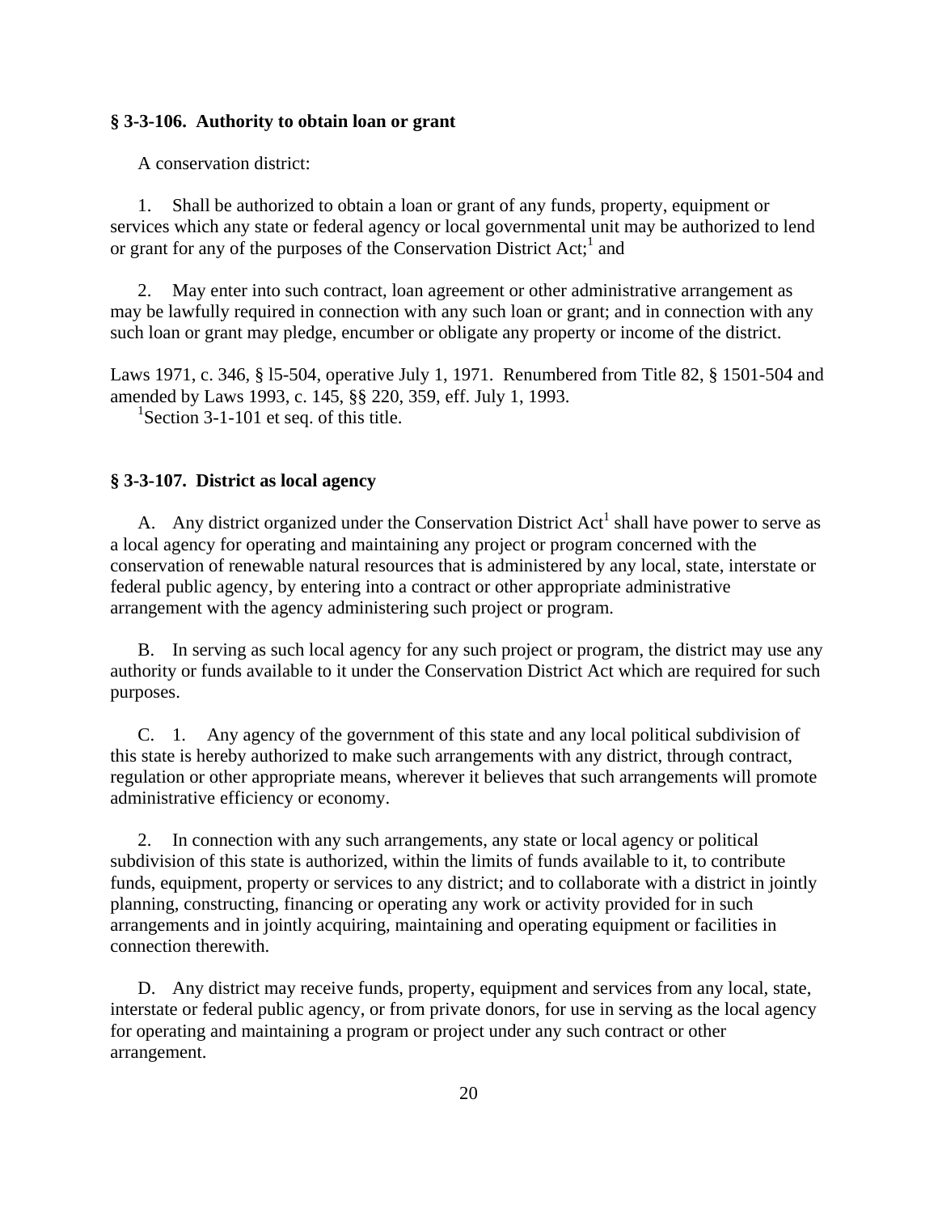### § 3-3-106. Authority to obtain loan or grant

A conservation district:

1. Shall be authorized to obtain a loan or grant of any funds, property, equipment or services which any state or federal agency or local governmental unit may be authorized to lend or grant for any of the purposes of the Conservation District Act;[1] and

2. May enter into such contract, loan agreement or other administrative arrangement as may be lawfully required in connection with any such loan or grant; and in connection with any such loan or grant may pledge, encumber or obligate any property or income of the district.

Laws 1971, c. 346, § l5-504, operative July 1, 1971. Renumbered from Title 82, § 1501-504 and amended by Laws 1993, c. 145, §§ 220, 359, eff. July 1, 1993.

[1]Section 3-1-101 et seq. of this title.

### § 3-3-107. District as local agency

A. Any district organized under the Conservation District Act[1] shall have power to serve as a local agency for operating and maintaining any project or program concerned with the conservation of renewable natural resources that is administered by any local, state, interstate or federal public agency, by entering into a contract or other appropriate administrative arrangement with the agency administering such project or program.

B. In serving as such local agency for any such project or program, the district may use any authority or funds available to it under the Conservation District Act which are required for such purposes.

C. 1. Any agency of the government of this state and any local political subdivision of this state is hereby authorized to make such arrangements with any district, through contract, regulation or other appropriate means, wherever it believes that such arrangements will promote administrative efficiency or economy.

2. In connection with any such arrangements, any state or local agency or political subdivision of this state is authorized, within the limits of funds available to it, to contribute funds, equipment, property or services to any district; and to collaborate with a district in jointly planning, constructing, financing or operating any work or activity provided for in such arrangements and in jointly acquiring, maintaining and operating equipment or facilities in connection therewith.

D. Any district may receive funds, property, equipment and services from any local, state, interstate or federal public agency, or from private donors, for use in serving as the local agency for operating and maintaining a program or project under any such contract or other arrangement.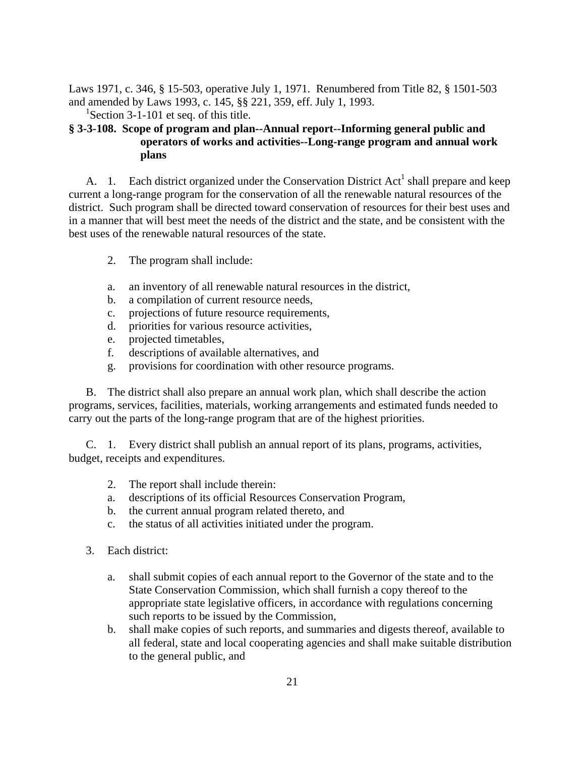Laws 1971, c. 346, § 15-503, operative July 1, 1971. Renumbered from Title 82, § 1501-503 and amended by Laws 1993, c. 145, §§ 221, 359, eff. July 1, 1993.

[1]Section 3-1-101 et seq. of this title.

**§ 3-3-108. Scope of program and plan--Annual report--Informing general public and operators of works and activities--Long-range program and annual work plans**

A. 1. Each district organized under the Conservation District Act[1] shall prepare and keep current a long-range program for the conservation of all the renewable natural resources of the district. Such program shall be directed toward conservation of resources for their best uses and in a manner that will best meet the needs of the district and the state, and be consistent with the best uses of the renewable natural resources of the state.

2. The program shall include:

a. an inventory of all renewable natural resources in the district,
b. a compilation of current resource needs,
c. projections of future resource requirements,
d. priorities for various resource activities,
e. projected timetables,
f. descriptions of available alternatives, and
g. provisions for coordination with other resource programs.

B. The district shall also prepare an annual work plan, which shall describe the action programs, services, facilities, materials, working arrangements and estimated funds needed to carry out the parts of the long-range program that are of the highest priorities.

C. 1. Every district shall publish an annual report of its plans, programs, activities, budget, receipts and expenditures.

2. The report shall include therein:
a. descriptions of its official Resources Conservation Program,
b. the current annual program related thereto, and
c. the status of all activities initiated under the program.

3. Each district:

a. shall submit copies of each annual report to the Governor of the state and to the State Conservation Commission, which shall furnish a copy thereof to the appropriate state legislative officers, in accordance with regulations concerning such reports to be issued by the Commission,
b. shall make copies of such reports, and summaries and digests thereof, available to all federal, state and local cooperating agencies and shall make suitable distribution to the general public, and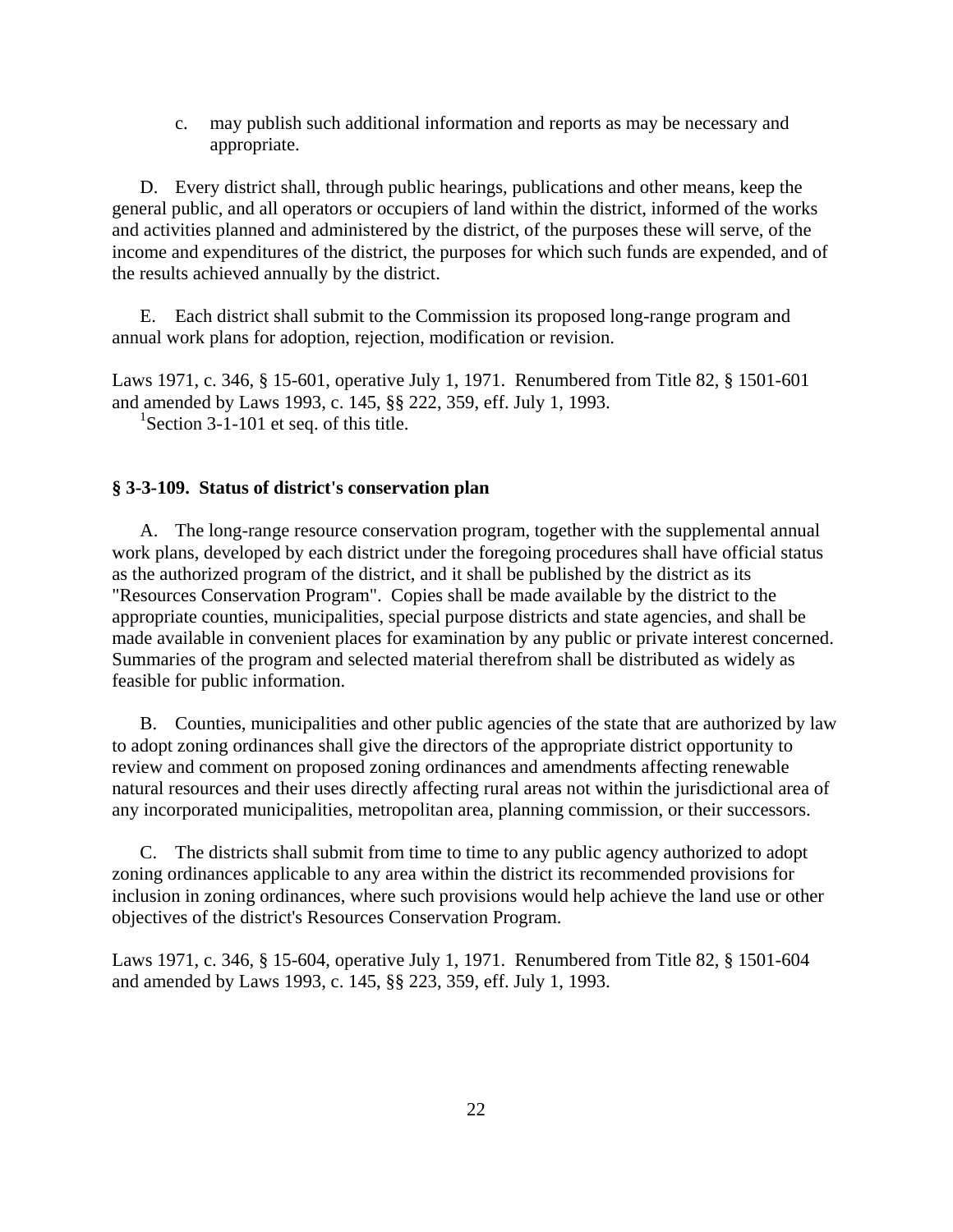c. may publish such additional information and reports as may be necessary and appropriate.

D. Every district shall, through public hearings, publications and other means, keep the general public, and all operators or occupiers of land within the district, informed of the works and activities planned and administered by the district, of the purposes these will serve, of the income and expenditures of the district, the purposes for which such funds are expended, and of the results achieved annually by the district.

E. Each district shall submit to the Commission its proposed long-range program and annual work plans for adoption, rejection, modification or revision.

Laws 1971, c. 346, § 15-601, operative July 1, 1971. Renumbered from Title 82, § 1501-601 and amended by Laws 1993, c. 145, §§ 222, 359, eff. July 1, 1993.

[1]Section 3-1-101 et seq. of this title.

**§ 3-3-109. Status of district's conservation plan**

A. The long-range resource conservation program, together with the supplemental annual work plans, developed by each district under the foregoing procedures shall have official status as the authorized program of the district, and it shall be published by the district as its "Resources Conservation Program". Copies shall be made available by the district to the appropriate counties, municipalities, special purpose districts and state agencies, and shall be made available in convenient places for examination by any public or private interest concerned. Summaries of the program and selected material therefrom shall be distributed as widely as feasible for public information.

B. Counties, municipalities and other public agencies of the state that are authorized by law to adopt zoning ordinances shall give the directors of the appropriate district opportunity to review and comment on proposed zoning ordinances and amendments affecting renewable natural resources and their uses directly affecting rural areas not within the jurisdictional area of any incorporated municipalities, metropolitan area, planning commission, or their successors.

C. The districts shall submit from time to time to any public agency authorized to adopt zoning ordinances applicable to any area within the district its recommended provisions for inclusion in zoning ordinances, where such provisions would help achieve the land use or other objectives of the district's Resources Conservation Program.

Laws 1971, c. 346, § 15-604, operative July 1, 1971. Renumbered from Title 82, § 1501-604 and amended by Laws 1993, c. 145, §§ 223, 359, eff. July 1, 1993.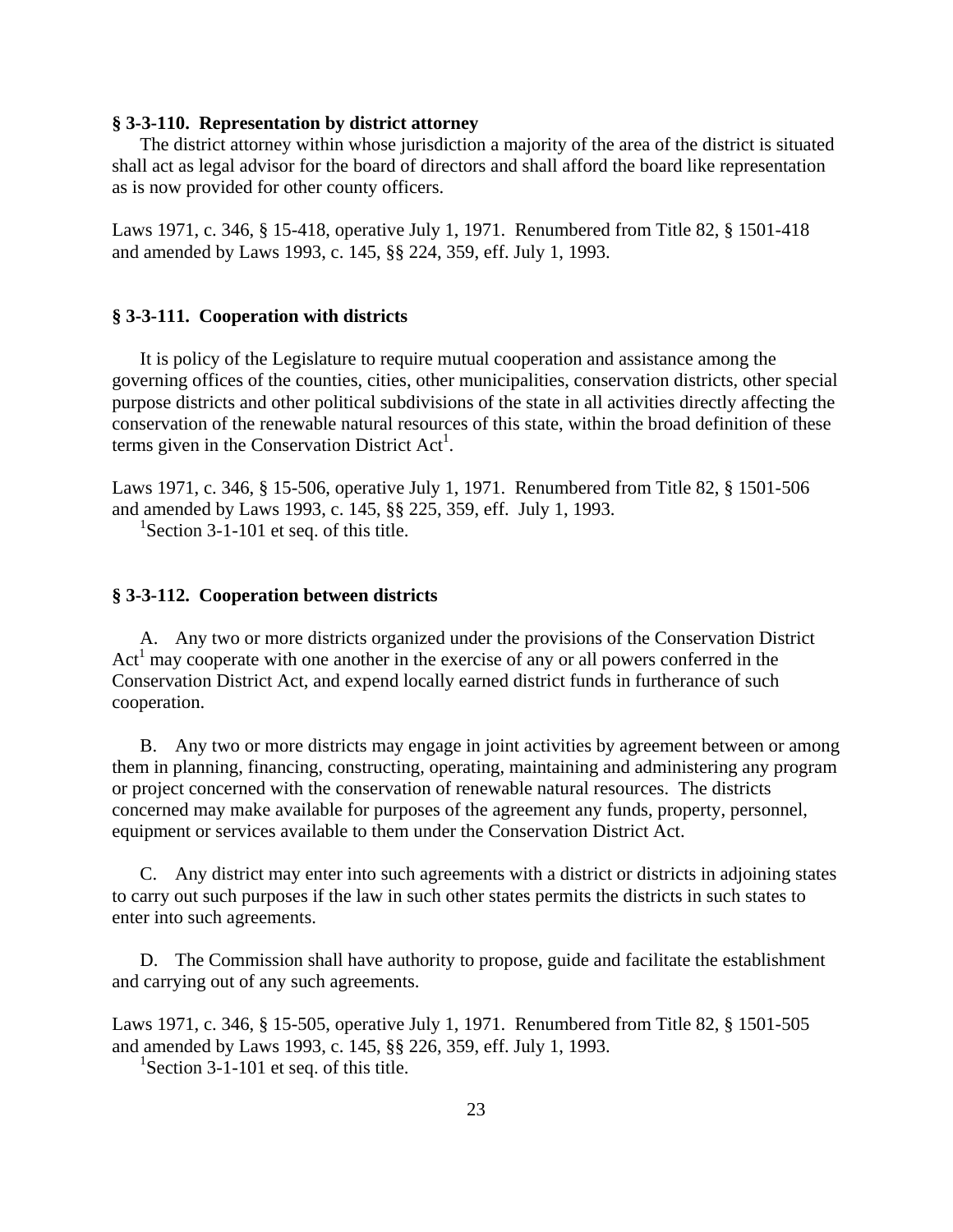**§ 3-3-110. Representation by district attorney**

The district attorney within whose jurisdiction a majority of the area of the district is situated shall act as legal advisor for the board of directors and shall afford the board like representation as is now provided for other county officers.

Laws 1971, c. 346, § 15-418, operative July 1, 1971. Renumbered from Title 82, § 1501-418 and amended by Laws 1993, c. 145, §§ 224, 359, eff. July 1, 1993.

**§ 3-3-111. Cooperation with districts**

It is policy of the Legislature to require mutual cooperation and assistance among the governing offices of the counties, cities, other municipalities, conservation districts, other special purpose districts and other political subdivisions of the state in all activities directly affecting the conservation of the renewable natural resources of this state, within the broad definition of these terms given in the Conservation District Act[1].

Laws 1971, c. 346, § 15-506, operative July 1, 1971. Renumbered from Title 82, § 1501-506 and amended by Laws 1993, c. 145, §§ 225, 359, eff. July 1, 1993.

[1]Section 3-1-101 et seq. of this title.

**§ 3-3-112. Cooperation between districts**

A. Any two or more districts organized under the provisions of the Conservation District Act[1] may cooperate with one another in the exercise of any or all powers conferred in the Conservation District Act, and expend locally earned district funds in furtherance of such cooperation.

B. Any two or more districts may engage in joint activities by agreement between or among them in planning, financing, constructing, operating, maintaining and administering any program or project concerned with the conservation of renewable natural resources. The districts concerned may make available for purposes of the agreement any funds, property, personnel, equipment or services available to them under the Conservation District Act.

C. Any district may enter into such agreements with a district or districts in adjoining states to carry out such purposes if the law in such other states permits the districts in such states to enter into such agreements.

D. The Commission shall have authority to propose, guide and facilitate the establishment and carrying out of any such agreements.

Laws 1971, c. 346, § 15-505, operative July 1, 1971. Renumbered from Title 82, § 1501-505 and amended by Laws 1993, c. 145, §§ 226, 359, eff. July 1, 1993.

[1]Section 3-1-101 et seq. of this title.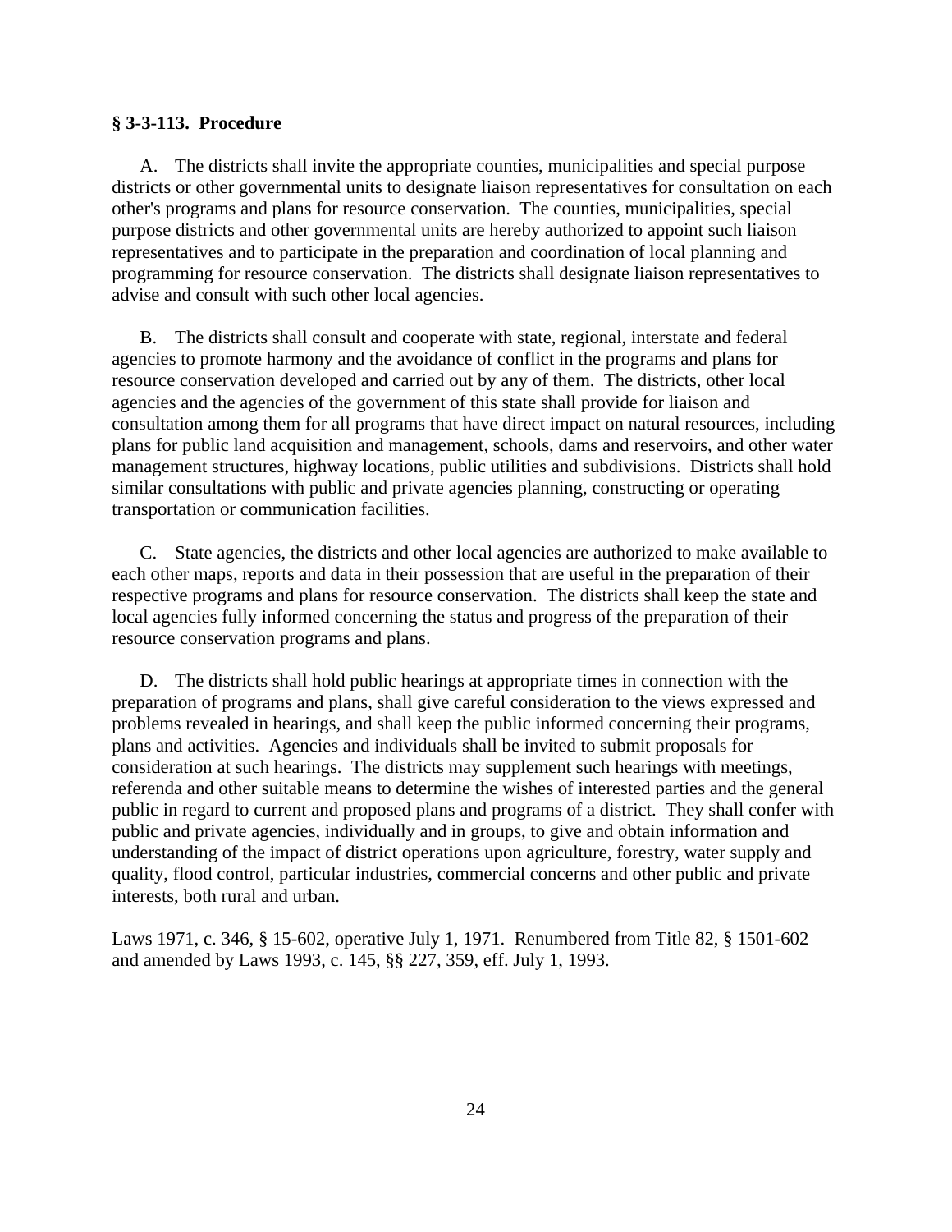**§ 3-3-113. Procedure**

A. The districts shall invite the appropriate counties, municipalities and special purpose districts or other governmental units to designate liaison representatives for consultation on each other's programs and plans for resource conservation. The counties, municipalities, special purpose districts and other governmental units are hereby authorized to appoint such liaison representatives and to participate in the preparation and coordination of local planning and programming for resource conservation. The districts shall designate liaison representatives to advise and consult with such other local agencies.

B. The districts shall consult and cooperate with state, regional, interstate and federal agencies to promote harmony and the avoidance of conflict in the programs and plans for resource conservation developed and carried out by any of them. The districts, other local agencies and the agencies of the government of this state shall provide for liaison and consultation among them for all programs that have direct impact on natural resources, including plans for public land acquisition and management, schools, dams and reservoirs, and other water management structures, highway locations, public utilities and subdivisions. Districts shall hold similar consultations with public and private agencies planning, constructing or operating transportation or communication facilities.

C. State agencies, the districts and other local agencies are authorized to make available to each other maps, reports and data in their possession that are useful in the preparation of their respective programs and plans for resource conservation. The districts shall keep the state and local agencies fully informed concerning the status and progress of the preparation of their resource conservation programs and plans.

D. The districts shall hold public hearings at appropriate times in connection with the preparation of programs and plans, shall give careful consideration to the views expressed and problems revealed in hearings, and shall keep the public informed concerning their programs, plans and activities. Agencies and individuals shall be invited to submit proposals for consideration at such hearings. The districts may supplement such hearings with meetings, referenda and other suitable means to determine the wishes of interested parties and the general public in regard to current and proposed plans and programs of a district. They shall confer with public and private agencies, individually and in groups, to give and obtain information and understanding of the impact of district operations upon agriculture, forestry, water supply and quality, flood control, particular industries, commercial concerns and other public and private interests, both rural and urban.

Laws 1971, c. 346, § 15-602, operative July 1, 1971. Renumbered from Title 82, § 1501-602 and amended by Laws 1993, c. 145, §§ 227, 359, eff. July 1, 1993.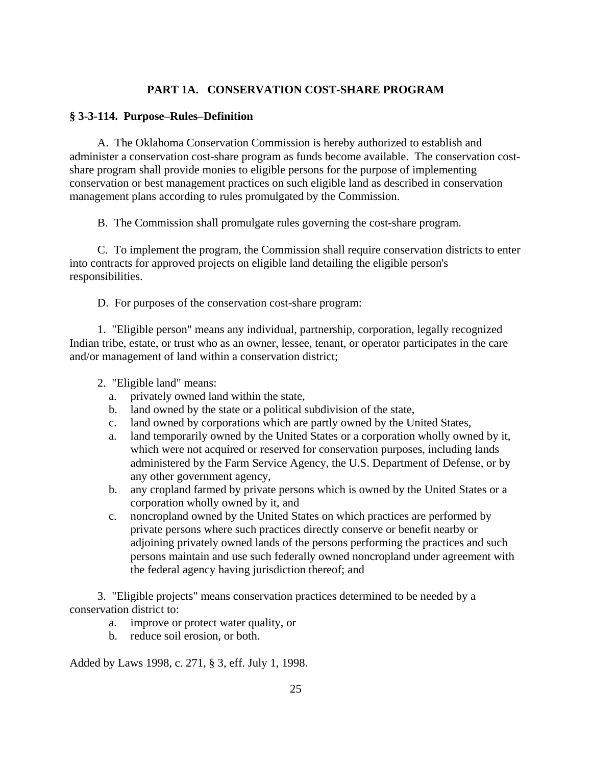## PART 1A. CONSERVATION COST-SHARE PROGRAM

### § 3-3-114. Purpose–Rules–Definition

A. The Oklahoma Conservation Commission is hereby authorized to establish and administer a conservation cost-share program as funds become available. The conservation cost-share program shall provide monies to eligible persons for the purpose of implementing conservation or best management practices on such eligible land as described in conservation management plans according to rules promulgated by the Commission.

B. The Commission shall promulgate rules governing the cost-share program.

C. To implement the program, the Commission shall require conservation districts to enter into contracts for approved projects on eligible land detailing the eligible person's responsibilities.

D. For purposes of the conservation cost-share program:

1. "Eligible person" means any individual, partnership, corporation, legally recognized Indian tribe, estate, or trust who as an owner, lessee, tenant, or operator participates in the care and/or management of land within a conservation district;

2. "Eligible land" means:
   - a. privately owned land within the state,
   - b. land owned by the state or a political subdivision of the state,
   - c. land owned by corporations which are partly owned by the United States,
   - a. land temporarily owned by the United States or a corporation wholly owned by it, which were not acquired or reserved for conservation purposes, including lands administered by the Farm Service Agency, the U.S. Department of Defense, or by any other government agency,
   - b. any cropland farmed by private persons which is owned by the United States or a corporation wholly owned by it, and
   - c. noncropland owned by the United States on which practices are performed by private persons where such practices directly conserve or benefit nearby or adjoining privately owned lands of the persons performing the practices and such persons maintain and use such federally owned noncropland under agreement with the federal agency having jurisdiction thereof; and

3. "Eligible projects" means conservation practices determined to be needed by a conservation district to:
   - a. improve or protect water quality, or
   - b. reduce soil erosion, or both.

Added by Laws 1998, c. 271, § 3, eff. July 1, 1998.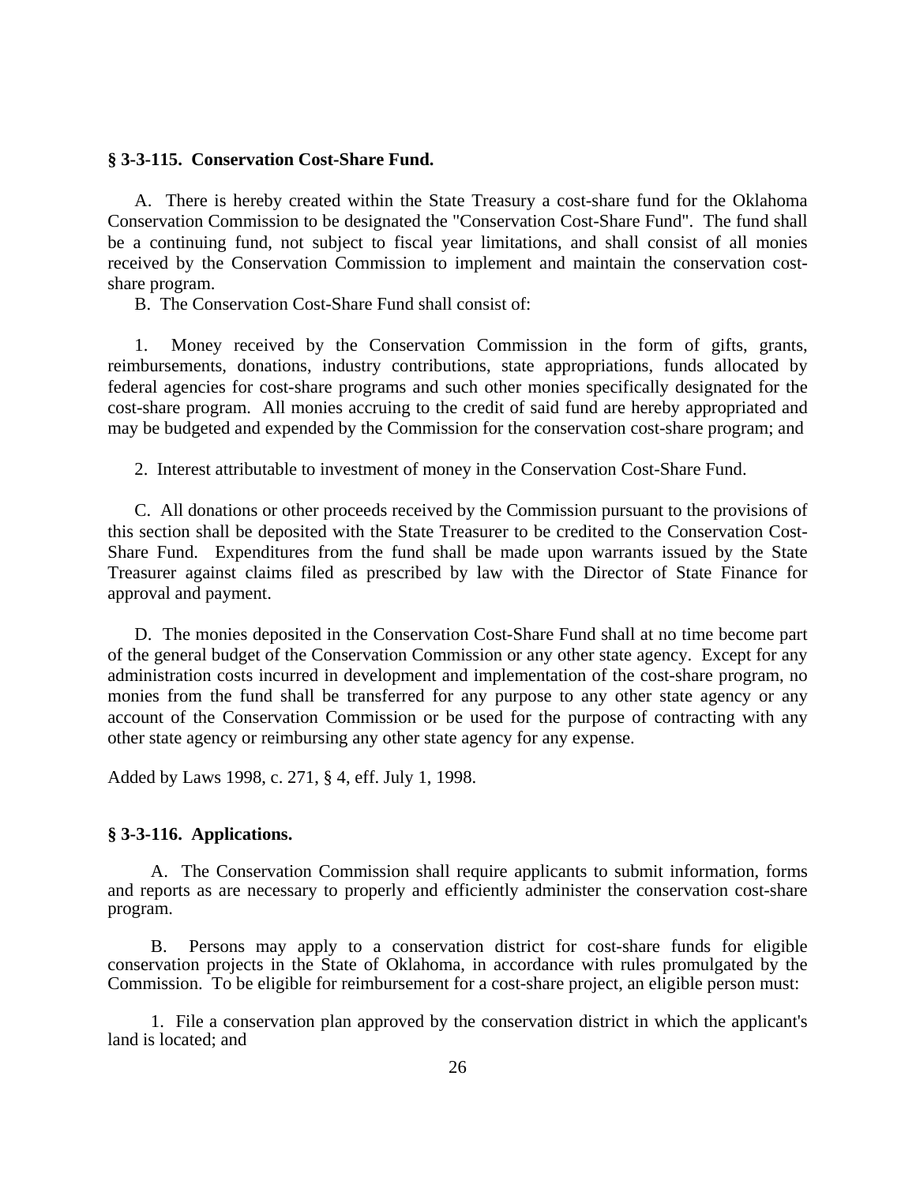**§ 3-3-115. Conservation Cost-Share Fund.**

A. There is hereby created within the State Treasury a cost-share fund for the Oklahoma Conservation Commission to be designated the "Conservation Cost-Share Fund". The fund shall be a continuing fund, not subject to fiscal year limitations, and shall consist of all monies received by the Conservation Commission to implement and maintain the conservation cost-share program.

B. The Conservation Cost-Share Fund shall consist of:

1. Money received by the Conservation Commission in the form of gifts, grants, reimbursements, donations, industry contributions, state appropriations, funds allocated by federal agencies for cost-share programs and such other monies specifically designated for the cost-share program. All monies accruing to the credit of said fund are hereby appropriated and may be budgeted and expended by the Commission for the conservation cost-share program; and

2. Interest attributable to investment of money in the Conservation Cost-Share Fund.

C. All donations or other proceeds received by the Commission pursuant to the provisions of this section shall be deposited with the State Treasurer to be credited to the Conservation Cost-Share Fund. Expenditures from the fund shall be made upon warrants issued by the State Treasurer against claims filed as prescribed by law with the Director of State Finance for approval and payment.

D. The monies deposited in the Conservation Cost-Share Fund shall at no time become part of the general budget of the Conservation Commission or any other state agency. Except for any administration costs incurred in development and implementation of the cost-share program, no monies from the fund shall be transferred for any purpose to any other state agency or any account of the Conservation Commission or be used for the purpose of contracting with any other state agency or reimbursing any other state agency for any expense.

Added by Laws 1998, c. 271, § 4, eff. July 1, 1998.

**§ 3-3-116. Applications.**

A. The Conservation Commission shall require applicants to submit information, forms and reports as are necessary to properly and efficiently administer the conservation cost-share program.

B. Persons may apply to a conservation district for cost-share funds for eligible conservation projects in the State of Oklahoma, in accordance with rules promulgated by the Commission. To be eligible for reimbursement for a cost-share project, an eligible person must:

1. File a conservation plan approved by the conservation district in which the applicant's land is located; and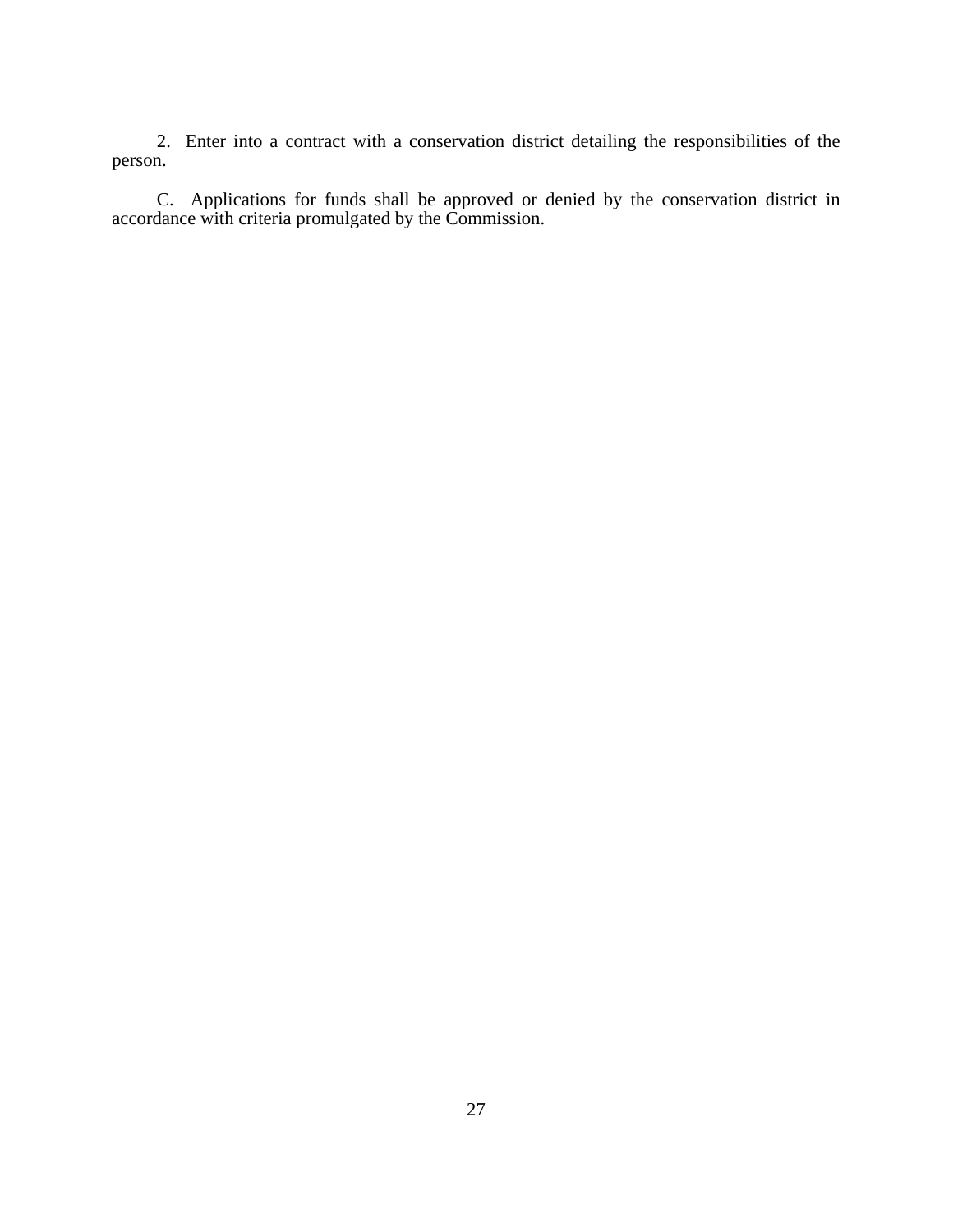2. Enter into a contract with a conservation district detailing the responsibilities of the person.

C. Applications for funds shall be approved or denied by the conservation district in accordance with criteria promulgated by the Commission.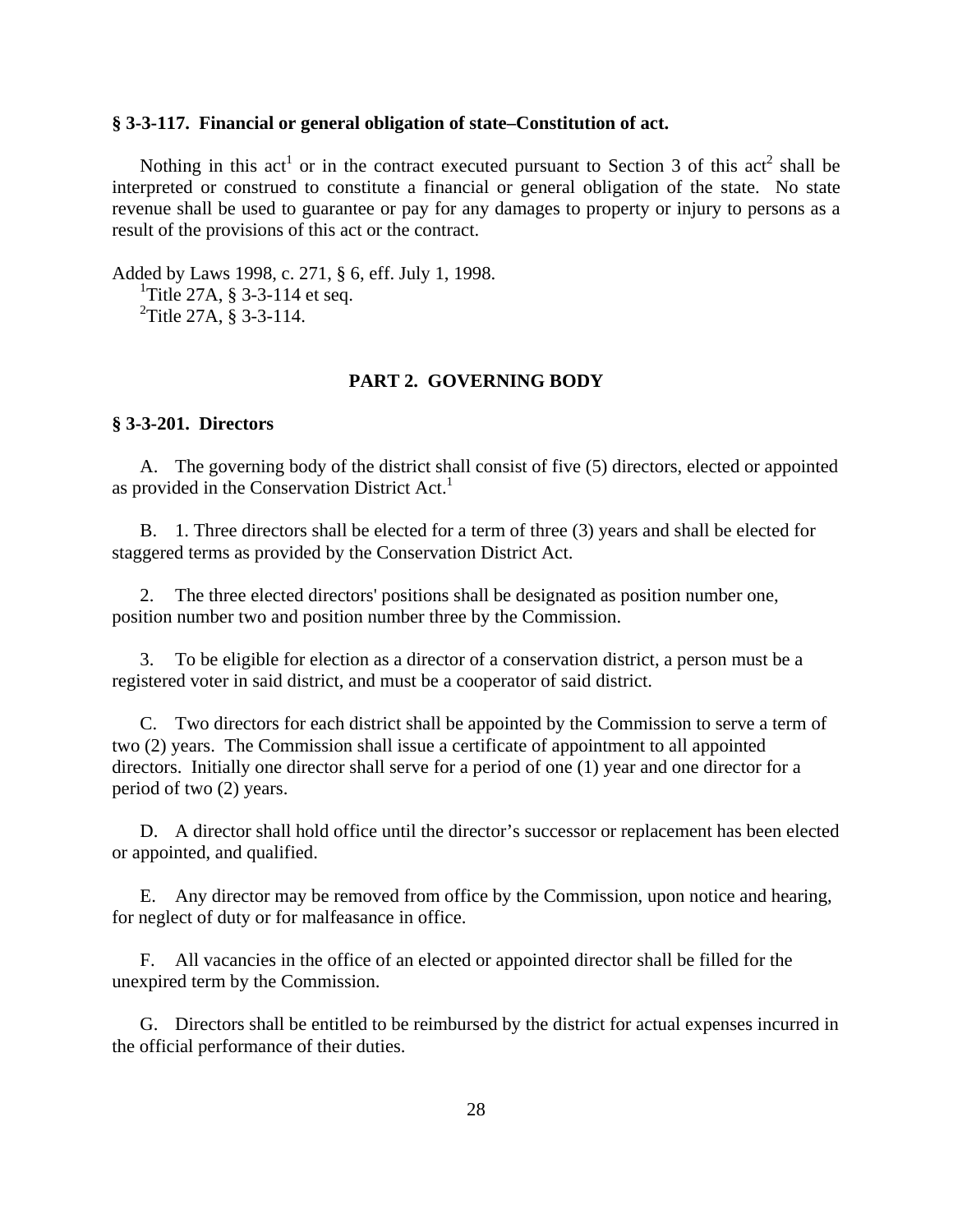**§ 3-3-117. Financial or general obligation of state–Constitution of act.**

Nothing in this act[1] or in the contract executed pursuant to Section 3 of this act[2] shall be interpreted or construed to constitute a financial or general obligation of the state. No state revenue shall be used to guarantee or pay for any damages to property or injury to persons as a result of the provisions of this act or the contract.

Added by Laws 1998, c. 271, § 6, eff. July 1, 1998.

[1]Title 27A, § 3-3-114 et seq.

[2]Title 27A, § 3-3-114.

## PART 2. GOVERNING BODY

**§ 3-3-201. Directors**

A. The governing body of the district shall consist of five (5) directors, elected or appointed as provided in the Conservation District Act.[1]

B. 1. Three directors shall be elected for a term of three (3) years and shall be elected for staggered terms as provided by the Conservation District Act.

2. The three elected directors' positions shall be designated as position number one, position number two and position number three by the Commission.

3. To be eligible for election as a director of a conservation district, a person must be a registered voter in said district, and must be a cooperator of said district.

C. Two directors for each district shall be appointed by the Commission to serve a term of two (2) years. The Commission shall issue a certificate of appointment to all appointed directors. Initially one director shall serve for a period of one (1) year and one director for a period of two (2) years.

D. A director shall hold office until the director's successor or replacement has been elected or appointed, and qualified.

E. Any director may be removed from office by the Commission, upon notice and hearing, for neglect of duty or for malfeasance in office.

F. All vacancies in the office of an elected or appointed director shall be filled for the unexpired term by the Commission.

G. Directors shall be entitled to be reimbursed by the district for actual expenses incurred in the official performance of their duties.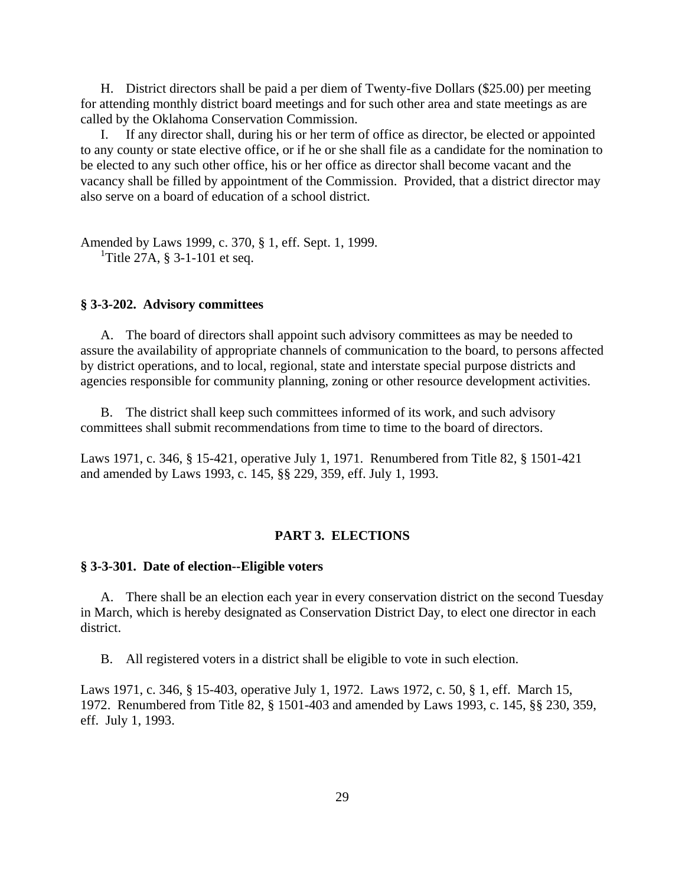H. District directors shall be paid a per diem of Twenty-five Dollars ($25.00) per meeting for attending monthly district board meetings and for such other area and state meetings as are called by the Oklahoma Conservation Commission.

I. If any director shall, during his or her term of office as director, be elected or appointed to any county or state elective office, or if he or she shall file as a candidate for the nomination to be elected to any such other office, his or her office as director shall become vacant and the vacancy shall be filled by appointment of the Commission. Provided, that a district director may also serve on a board of education of a school district.

Amended by Laws 1999, c. 370, § 1, eff. Sept. 1, 1999.

[1]Title 27A, § 3-1-101 et seq.

**§ 3-3-202. Advisory committees**

A. The board of directors shall appoint such advisory committees as may be needed to assure the availability of appropriate channels of communication to the board, to persons affected by district operations, and to local, regional, state and interstate special purpose districts and agencies responsible for community planning, zoning or other resource development activities.

B. The district shall keep such committees informed of its work, and such advisory committees shall submit recommendations from time to time to the board of directors.

Laws 1971, c. 346, § 15-421, operative July 1, 1971. Renumbered from Title 82, § 1501-421 and amended by Laws 1993, c. 145, §§ 229, 359, eff. July 1, 1993.

## PART 3. ELECTIONS

**§ 3-3-301. Date of election--Eligible voters**

A. There shall be an election each year in every conservation district on the second Tuesday in March, which is hereby designated as Conservation District Day, to elect one director in each district.

B. All registered voters in a district shall be eligible to vote in such election.

Laws 1971, c. 346, § 15-403, operative July 1, 1972. Laws 1972, c. 50, § 1, eff. March 15, 1972. Renumbered from Title 82, § 1501-403 and amended by Laws 1993, c. 145, §§ 230, 359, eff. July 1, 1993.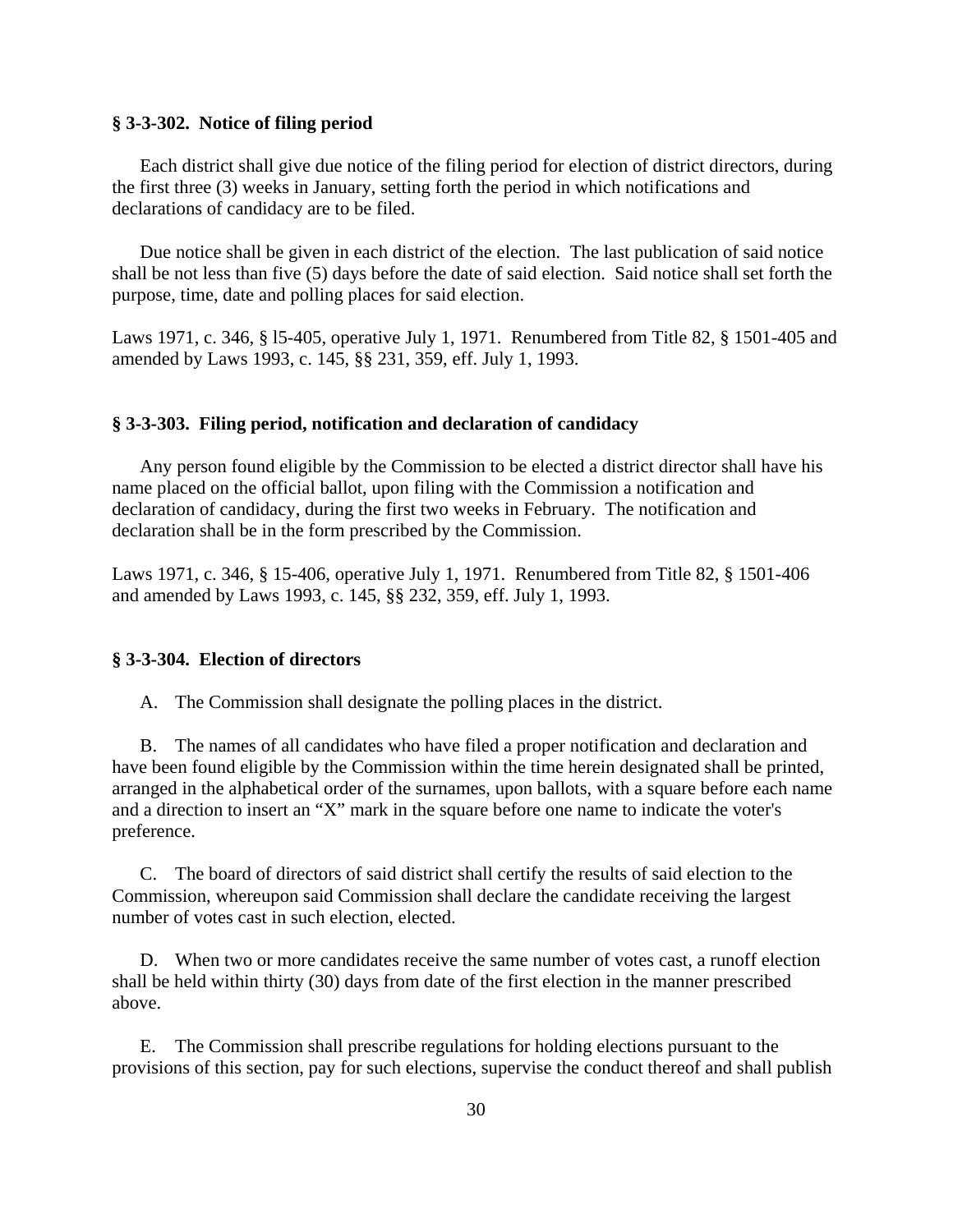**§ 3-3-302. Notice of filing period**

Each district shall give due notice of the filing period for election of district directors, during the first three (3) weeks in January, setting forth the period in which notifications and declarations of candidacy are to be filed.

Due notice shall be given in each district of the election. The last publication of said notice shall be not less than five (5) days before the date of said election. Said notice shall set forth the purpose, time, date and polling places for said election.

Laws 1971, c. 346, § l5-405, operative July 1, 1971. Renumbered from Title 82, § 1501-405 and amended by Laws 1993, c. 145, §§ 231, 359, eff. July 1, 1993.

**§ 3-3-303. Filing period, notification and declaration of candidacy**

Any person found eligible by the Commission to be elected a district director shall have his name placed on the official ballot, upon filing with the Commission a notification and declaration of candidacy, during the first two weeks in February. The notification and declaration shall be in the form prescribed by the Commission.

Laws 1971, c. 346, § 15-406, operative July 1, 1971. Renumbered from Title 82, § 1501-406 and amended by Laws 1993, c. 145, §§ 232, 359, eff. July 1, 1993.

**§ 3-3-304. Election of directors**

A. The Commission shall designate the polling places in the district.

B. The names of all candidates who have filed a proper notification and declaration and have been found eligible by the Commission within the time herein designated shall be printed, arranged in the alphabetical order of the surnames, upon ballots, with a square before each name and a direction to insert an "X" mark in the square before one name to indicate the voter's preference.

C. The board of directors of said district shall certify the results of said election to the Commission, whereupon said Commission shall declare the candidate receiving the largest number of votes cast in such election, elected.

D. When two or more candidates receive the same number of votes cast, a runoff election shall be held within thirty (30) days from date of the first election in the manner prescribed above.

E. The Commission shall prescribe regulations for holding elections pursuant to the provisions of this section, pay for such elections, supervise the conduct thereof and shall publish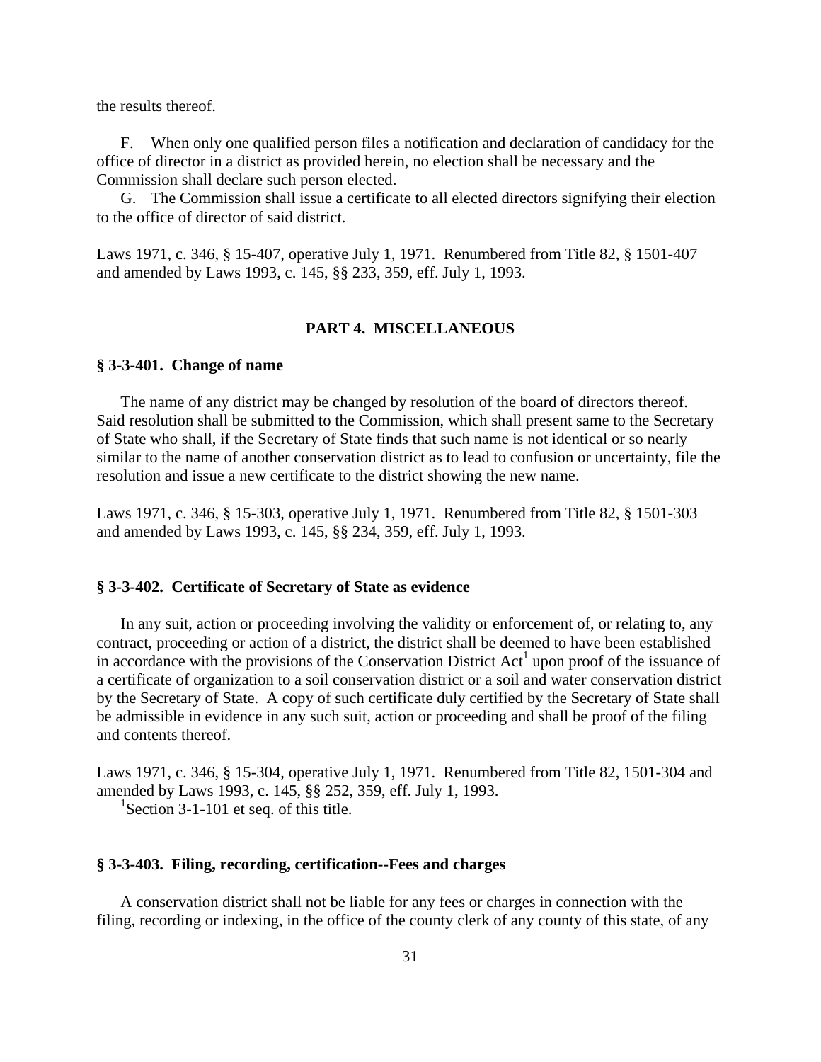the results thereof.

F. When only one qualified person files a notification and declaration of candidacy for the office of director in a district as provided herein, no election shall be necessary and the Commission shall declare such person elected.

G. The Commission shall issue a certificate to all elected directors signifying their election to the office of director of said district.

Laws 1971, c. 346, § 15-407, operative July 1, 1971. Renumbered from Title 82, § 1501-407 and amended by Laws 1993, c. 145, §§ 233, 359, eff. July 1, 1993.

## PART 4. MISCELLANEOUS

### § 3-3-401. Change of name

The name of any district may be changed by resolution of the board of directors thereof. Said resolution shall be submitted to the Commission, which shall present same to the Secretary of State who shall, if the Secretary of State finds that such name is not identical or so nearly similar to the name of another conservation district as to lead to confusion or uncertainty, file the resolution and issue a new certificate to the district showing the new name.

Laws 1971, c. 346, § 15-303, operative July 1, 1971. Renumbered from Title 82, § 1501-303 and amended by Laws 1993, c. 145, §§ 234, 359, eff. July 1, 1993.

### § 3-3-402. Certificate of Secretary of State as evidence

In any suit, action or proceeding involving the validity or enforcement of, or relating to, any contract, proceeding or action of a district, the district shall be deemed to have been established in accordance with the provisions of the Conservation District Act[1] upon proof of the issuance of a certificate of organization to a soil conservation district or a soil and water conservation district by the Secretary of State. A copy of such certificate duly certified by the Secretary of State shall be admissible in evidence in any such suit, action or proceeding and shall be proof of the filing and contents thereof.

Laws 1971, c. 346, § 15-304, operative July 1, 1971. Renumbered from Title 82, 1501-304 and amended by Laws 1993, c. 145, §§ 252, 359, eff. July 1, 1993.

[1]Section 3-1-101 et seq. of this title.

### § 3-3-403. Filing, recording, certification--Fees and charges

A conservation district shall not be liable for any fees or charges in connection with the filing, recording or indexing, in the office of the county clerk of any county of this state, of any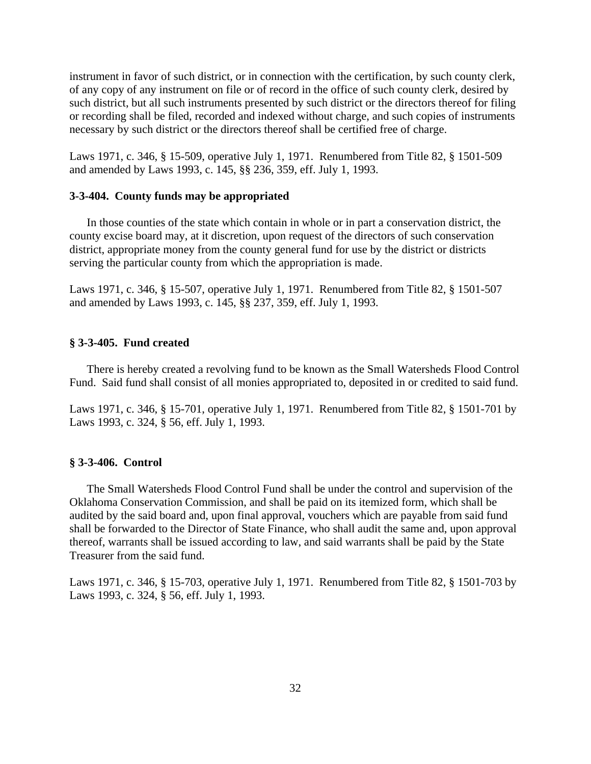instrument in favor of such district, or in connection with the certification, by such county clerk, of any copy of any instrument on file or of record in the office of such county clerk, desired by such district, but all such instruments presented by such district or the directors thereof for filing or recording shall be filed, recorded and indexed without charge, and such copies of instruments necessary by such district or the directors thereof shall be certified free of charge.

Laws 1971, c. 346, § 15-509, operative July 1, 1971. Renumbered from Title 82, § 1501-509 and amended by Laws 1993, c. 145, §§ 236, 359, eff. July 1, 1993.

### 3-3-404. County funds may be appropriated

In those counties of the state which contain in whole or in part a conservation district, the county excise board may, at it discretion, upon request of the directors of such conservation district, appropriate money from the county general fund for use by the district or districts serving the particular county from which the appropriation is made.

Laws 1971, c. 346, § 15-507, operative July 1, 1971. Renumbered from Title 82, § 1501-507 and amended by Laws 1993, c. 145, §§ 237, 359, eff. July 1, 1993.

### § 3-3-405. Fund created

There is hereby created a revolving fund to be known as the Small Watersheds Flood Control Fund. Said fund shall consist of all monies appropriated to, deposited in or credited to said fund.

Laws 1971, c. 346, § 15-701, operative July 1, 1971. Renumbered from Title 82, § 1501-701 by Laws 1993, c. 324, § 56, eff. July 1, 1993.

### § 3-3-406. Control

The Small Watersheds Flood Control Fund shall be under the control and supervision of the Oklahoma Conservation Commission, and shall be paid on its itemized form, which shall be audited by the said board and, upon final approval, vouchers which are payable from said fund shall be forwarded to the Director of State Finance, who shall audit the same and, upon approval thereof, warrants shall be issued according to law, and said warrants shall be paid by the State Treasurer from the said fund.

Laws 1971, c. 346, § 15-703, operative July 1, 1971. Renumbered from Title 82, § 1501-703 by Laws 1993, c. 324, § 56, eff. July 1, 1993.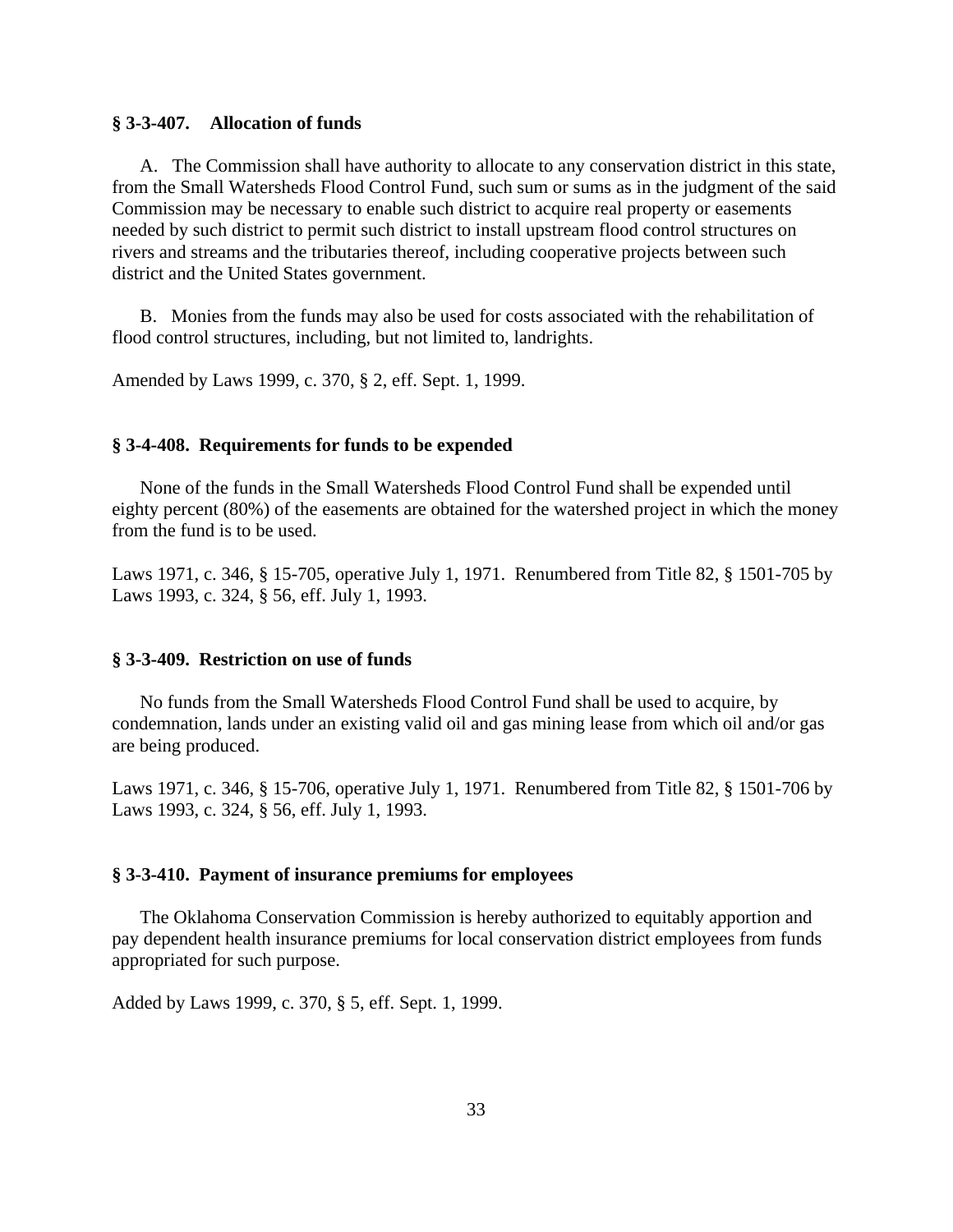**§ 3-3-407. Allocation of funds**

A. The Commission shall have authority to allocate to any conservation district in this state, from the Small Watersheds Flood Control Fund, such sum or sums as in the judgment of the said Commission may be necessary to enable such district to acquire real property or easements needed by such district to permit such district to install upstream flood control structures on rivers and streams and the tributaries thereof, including cooperative projects between such district and the United States government.

B. Monies from the funds may also be used for costs associated with the rehabilitation of flood control structures, including, but not limited to, landrights.

Amended by Laws 1999, c. 370, § 2, eff. Sept. 1, 1999.

**§ 3-4-408. Requirements for funds to be expended**

None of the funds in the Small Watersheds Flood Control Fund shall be expended until eighty percent (80%) of the easements are obtained for the watershed project in which the money from the fund is to be used.

Laws 1971, c. 346, § 15-705, operative July 1, 1971. Renumbered from Title 82, § 1501-705 by Laws 1993, c. 324, § 56, eff. July 1, 1993.

**§ 3-3-409. Restriction on use of funds**

No funds from the Small Watersheds Flood Control Fund shall be used to acquire, by condemnation, lands under an existing valid oil and gas mining lease from which oil and/or gas are being produced.

Laws 1971, c. 346, § 15-706, operative July 1, 1971. Renumbered from Title 82, § 1501-706 by Laws 1993, c. 324, § 56, eff. July 1, 1993.

**§ 3-3-410. Payment of insurance premiums for employees**

The Oklahoma Conservation Commission is hereby authorized to equitably apportion and pay dependent health insurance premiums for local conservation district employees from funds appropriated for such purpose.

Added by Laws 1999, c. 370, § 5, eff. Sept. 1, 1999.